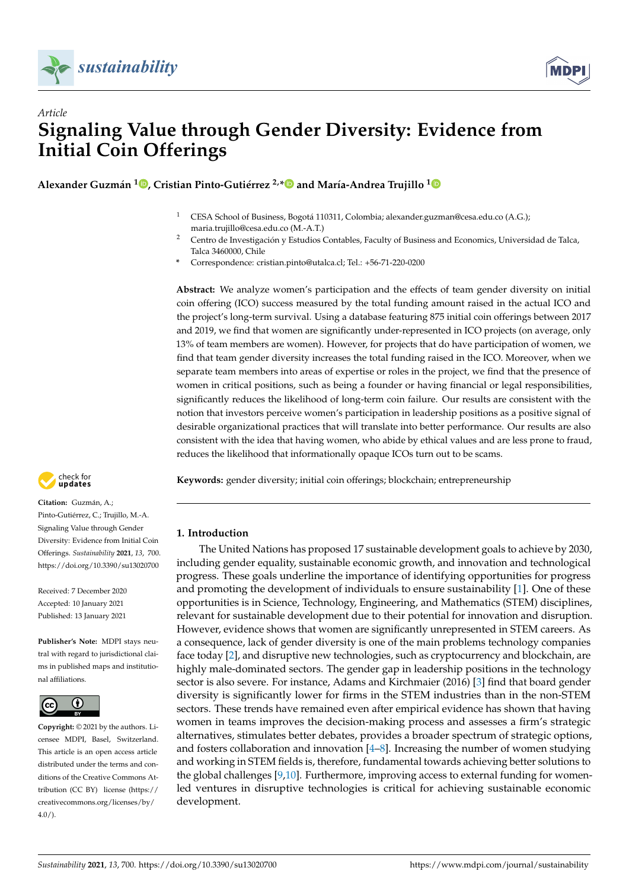*Article*

# Signaling Value through Gender Diversity: Evidence from Initial Coin Offerings

**Alexander Guzmán [1], Cristian Pinto-Gutiérrez [2,*] and María-Andrea Trujillo [1]**

[1] CESA School of Business, Bogotá 110311, Colombia; alexander.guzman@cesa.edu.co (A.G.); maria.trujillo@cesa.edu.co (M.-A.T.)

[2] Centro de Investigación y Estudios Contables, Faculty of Business and Economics, Universidad de Talca, Talca 3460000, Chile

\* Correspondence: cristian.pinto@utalca.cl; Tel.: +56-71-220-0200

**Abstract:** We analyze women's participation and the effects of team gender diversity on initial coin offering (ICO) success measured by the total funding amount raised in the actual ICO and the project's long-term survival. Using a database featuring 875 initial coin offerings between 2017 and 2019, we find that women are significantly under-represented in ICO projects (on average, only 13% of team members are women). However, for projects that do have participation of women, we find that team gender diversity increases the total funding raised in the ICO. Moreover, when we separate team members into areas of expertise or roles in the project, we find that the presence of women in critical positions, such as being a founder or having financial or legal responsibilities, significantly reduces the likelihood of long-term coin failure. Our results are consistent with the notion that investors perceive women's participation in leadership positions as a positive signal of desirable organizational practices that will translate into better performance. Our results are also consistent with the idea that having women, who abide by ethical values and are less prone to fraud, reduces the likelihood that informationally opaque ICOs turn out to be scams.

**Keywords:** gender diversity; initial coin offerings; blockchain; entrepreneurship

**Citation:** Guzmán, A.; Pinto-Gutiérrez, C.; Trujillo, M.-A. Signaling Value through Gender Diversity: Evidence from Initial Coin Offerings. *Sustainability* **2021**, *13*, 700. https://doi.org/10.3390/su13020700

Received: 7 December 2020
Accepted: 10 January 2021
Published: 13 January 2021

**Publisher's Note:** MDPI stays neutral with regard to jurisdictional claims in published maps and institutional affiliations.

**Copyright:** © 2021 by the authors. Licensee MDPI, Basel, Switzerland. This article is an open access article distributed under the terms and conditions of the Creative Commons Attribution (CC BY) license (https://creativecommons.org/licenses/by/4.0/).

## 1. Introduction

The United Nations has proposed 17 sustainable development goals to achieve by 2030, including gender equality, sustainable economic growth, and innovation and technological progress. These goals underline the importance of identifying opportunities for progress and promoting the development of individuals to ensure sustainability [1]. One of these opportunities is in Science, Technology, Engineering, and Mathematics (STEM) disciplines, relevant for sustainable development due to their potential for innovation and disruption. However, evidence shows that women are significantly unrepresented in STEM careers. As a consequence, lack of gender diversity is one of the main problems technology companies face today [2], and disruptive new technologies, such as cryptocurrency and blockchain, are highly male-dominated sectors. The gender gap in leadership positions in the technology sector is also severe. For instance, Adams and Kirchmaier (2016) [3] find that board gender diversity is significantly lower for firms in the STEM industries than in the non-STEM sectors. These trends have remained even after empirical evidence has shown that having women in teams improves the decision-making process and assesses a firm's strategic alternatives, stimulates better debates, provides a broader spectrum of strategic options, and fosters collaboration and innovation [4–8]. Increasing the number of women studying and working in STEM fields is, therefore, fundamental towards achieving better solutions to the global challenges [9,10]. Furthermore, improving access to external funding for women-led ventures in disruptive technologies is critical for achieving sustainable economic development.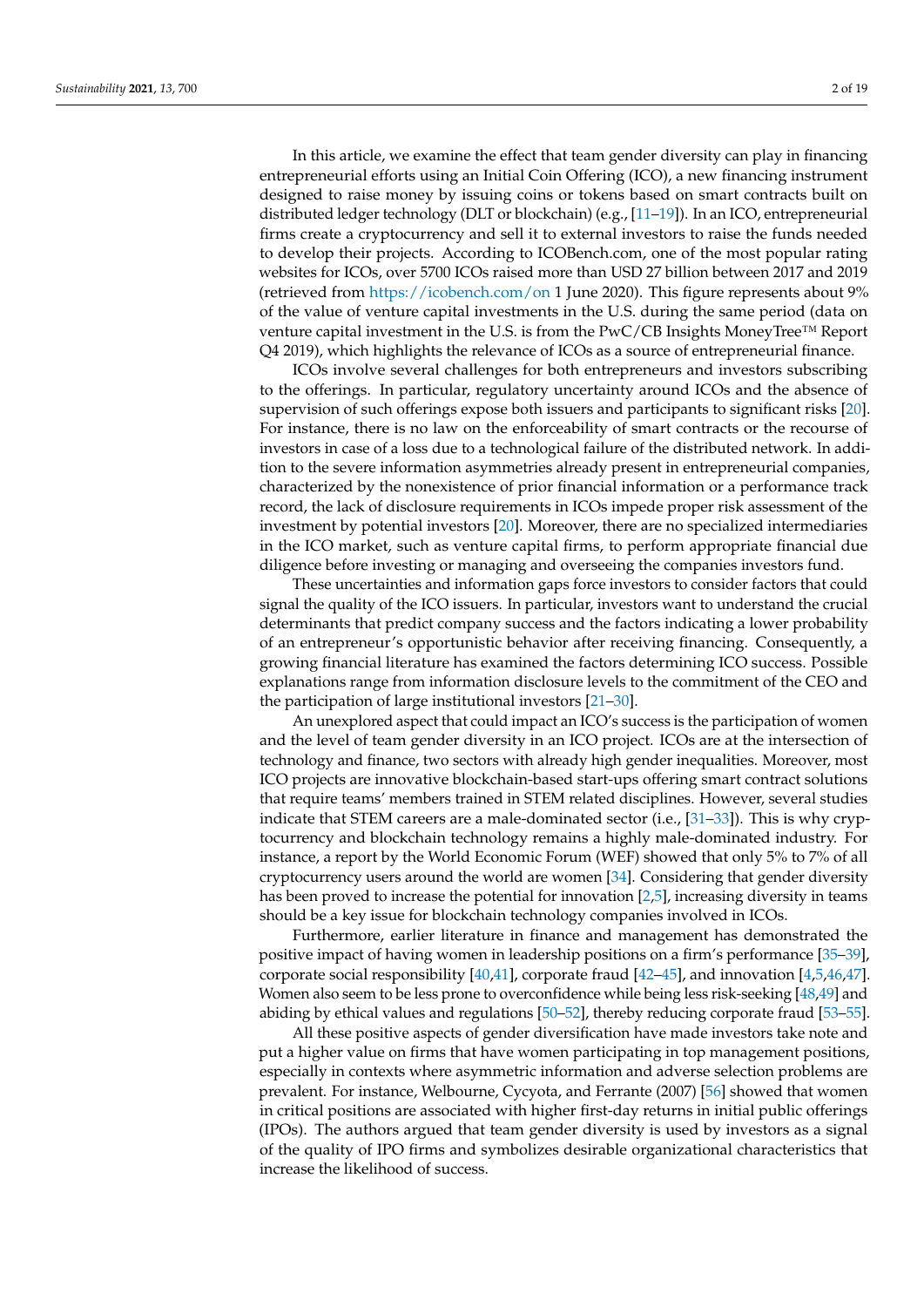In this article, we examine the effect that team gender diversity can play in financing entrepreneurial efforts using an Initial Coin Offering (ICO), a new financing instrument designed to raise money by issuing coins or tokens based on smart contracts built on distributed ledger technology (DLT or blockchain) (e.g., [11–19]). In an ICO, entrepreneurial firms create a cryptocurrency and sell it to external investors to raise the funds needed to develop their projects. According to ICOBench.com, one of the most popular rating websites for ICOs, over 5700 ICOs raised more than USD 27 billion between 2017 and 2019 (retrieved from https://icobench.com/on 1 June 2020). This figure represents about 9% of the value of venture capital investments in the U.S. during the same period (data on venture capital investment in the U.S. is from the PwC/CB Insights MoneyTree™ Report Q4 2019), which highlights the relevance of ICOs as a source of entrepreneurial finance.

ICOs involve several challenges for both entrepreneurs and investors subscribing to the offerings. In particular, regulatory uncertainty around ICOs and the absence of supervision of such offerings expose both issuers and participants to significant risks [20]. For instance, there is no law on the enforceability of smart contracts or the recourse of investors in case of a loss due to a technological failure of the distributed network. In addition to the severe information asymmetries already present in entrepreneurial companies, characterized by the nonexistence of prior financial information or a performance track record, the lack of disclosure requirements in ICOs impede proper risk assessment of the investment by potential investors [20]. Moreover, there are no specialized intermediaries in the ICO market, such as venture capital firms, to perform appropriate financial due diligence before investing or managing and overseeing the companies investors fund.

These uncertainties and information gaps force investors to consider factors that could signal the quality of the ICO issuers. In particular, investors want to understand the crucial determinants that predict company success and the factors indicating a lower probability of an entrepreneur's opportunistic behavior after receiving financing. Consequently, a growing financial literature has examined the factors determining ICO success. Possible explanations range from information disclosure levels to the commitment of the CEO and the participation of large institutional investors [21–30].

An unexplored aspect that could impact an ICO's success is the participation of women and the level of team gender diversity in an ICO project. ICOs are at the intersection of technology and finance, two sectors with already high gender inequalities. Moreover, most ICO projects are innovative blockchain-based start-ups offering smart contract solutions that require teams' members trained in STEM related disciplines. However, several studies indicate that STEM careers are a male-dominated sector (i.e., [31–33]). This is why cryptocurrency and blockchain technology remains a highly male-dominated industry. For instance, a report by the World Economic Forum (WEF) showed that only 5% to 7% of all cryptocurrency users around the world are women [34]. Considering that gender diversity has been proved to increase the potential for innovation [2,5], increasing diversity in teams should be a key issue for blockchain technology companies involved in ICOs.

Furthermore, earlier literature in finance and management has demonstrated the positive impact of having women in leadership positions on a firm's performance [35–39], corporate social responsibility [40,41], corporate fraud [42–45], and innovation [4,5,46,47]. Women also seem to be less prone to overconfidence while being less risk-seeking [48,49] and abiding by ethical values and regulations [50–52], thereby reducing corporate fraud [53–55].

All these positive aspects of gender diversification have made investors take note and put a higher value on firms that have women participating in top management positions, especially in contexts where asymmetric information and adverse selection problems are prevalent. For instance, Welbourne, Cycyota, and Ferrante (2007) [56] showed that women in critical positions are associated with higher first-day returns in initial public offerings (IPOs). The authors argued that team gender diversity is used by investors as a signal of the quality of IPO firms and symbolizes desirable organizational characteristics that increase the likelihood of success.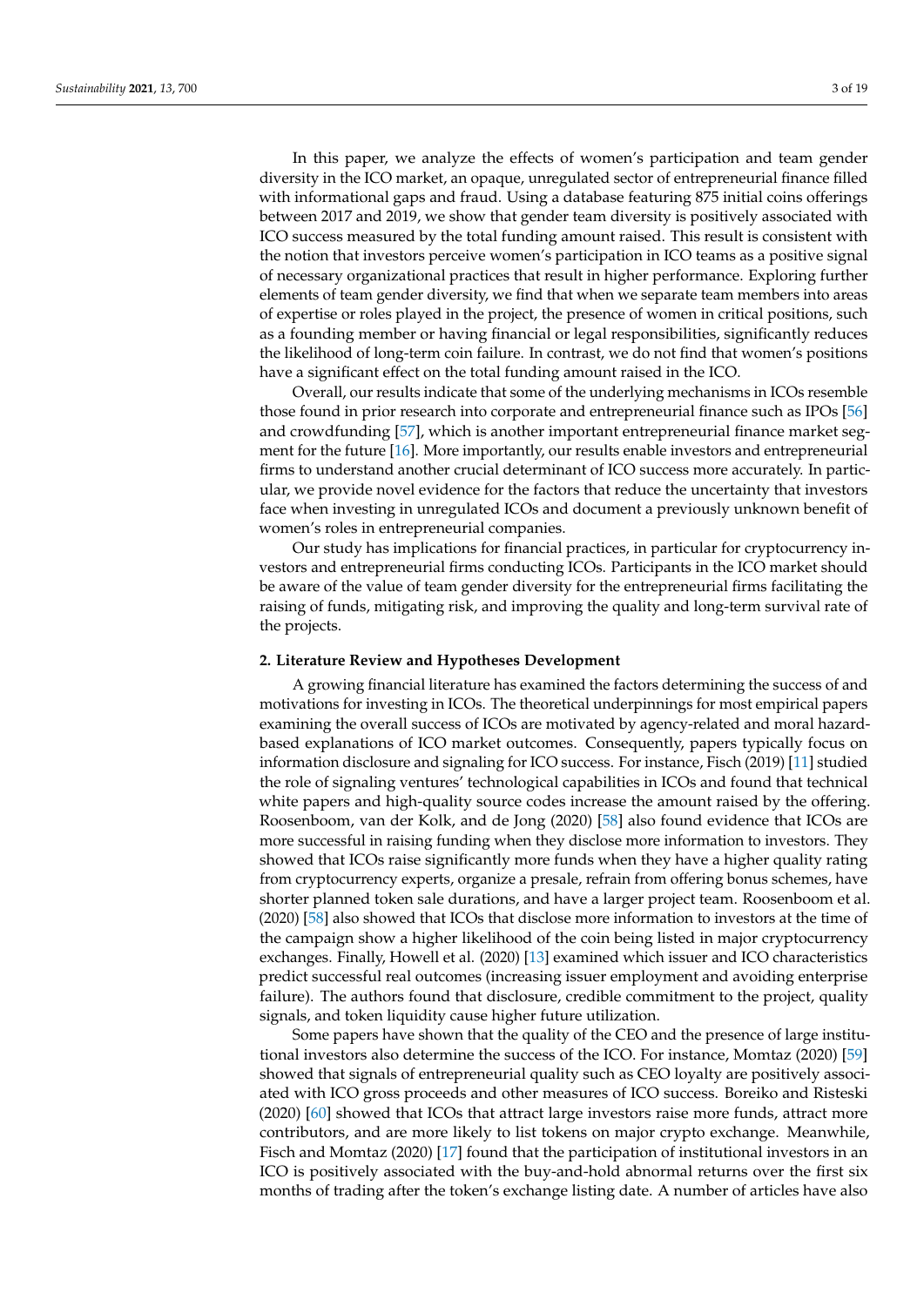In this paper, we analyze the effects of women's participation and team gender diversity in the ICO market, an opaque, unregulated sector of entrepreneurial finance filled with informational gaps and fraud. Using a database featuring 875 initial coins offerings between 2017 and 2019, we show that gender team diversity is positively associated with ICO success measured by the total funding amount raised. This result is consistent with the notion that investors perceive women's participation in ICO teams as a positive signal of necessary organizational practices that result in higher performance. Exploring further elements of team gender diversity, we find that when we separate team members into areas of expertise or roles played in the project, the presence of women in critical positions, such as a founding member or having financial or legal responsibilities, significantly reduces the likelihood of long-term coin failure. In contrast, we do not find that women's positions have a significant effect on the total funding amount raised in the ICO.

Overall, our results indicate that some of the underlying mechanisms in ICOs resemble those found in prior research into corporate and entrepreneurial finance such as IPOs [56] and crowdfunding [57], which is another important entrepreneurial finance market segment for the future [16]. More importantly, our results enable investors and entrepreneurial firms to understand another crucial determinant of ICO success more accurately. In particular, we provide novel evidence for the factors that reduce the uncertainty that investors face when investing in unregulated ICOs and document a previously unknown benefit of women's roles in entrepreneurial companies.

Our study has implications for financial practices, in particular for cryptocurrency investors and entrepreneurial firms conducting ICOs. Participants in the ICO market should be aware of the value of team gender diversity for the entrepreneurial firms facilitating the raising of funds, mitigating risk, and improving the quality and long-term survival rate of the projects.

## 2. Literature Review and Hypotheses Development

A growing financial literature has examined the factors determining the success of and motivations for investing in ICOs. The theoretical underpinnings for most empirical papers examining the overall success of ICOs are motivated by agency-related and moral hazard-based explanations of ICO market outcomes. Consequently, papers typically focus on information disclosure and signaling for ICO success. For instance, Fisch (2019) [11] studied the role of signaling ventures' technological capabilities in ICOs and found that technical white papers and high-quality source codes increase the amount raised by the offering. Roosenboom, van der Kolk, and de Jong (2020) [58] also found evidence that ICOs are more successful in raising funding when they disclose more information to investors. They showed that ICOs raise significantly more funds when they have a higher quality rating from cryptocurrency experts, organize a presale, refrain from offering bonus schemes, have shorter planned token sale durations, and have a larger project team. Roosenboom et al. (2020) [58] also showed that ICOs that disclose more information to investors at the time of the campaign show a higher likelihood of the coin being listed in major cryptocurrency exchanges. Finally, Howell et al. (2020) [13] examined which issuer and ICO characteristics predict successful real outcomes (increasing issuer employment and avoiding enterprise failure). The authors found that disclosure, credible commitment to the project, quality signals, and token liquidity cause higher future utilization.

Some papers have shown that the quality of the CEO and the presence of large institutional investors also determine the success of the ICO. For instance, Momtaz (2020) [59] showed that signals of entrepreneurial quality such as CEO loyalty are positively associated with ICO gross proceeds and other measures of ICO success. Boreiko and Risteski (2020) [60] showed that ICOs that attract large investors raise more funds, attract more contributors, and are more likely to list tokens on major crypto exchange. Meanwhile, Fisch and Momtaz (2020) [17] found that the participation of institutional investors in an ICO is positively associated with the buy-and-hold abnormal returns over the first six months of trading after the token's exchange listing date. A number of articles have also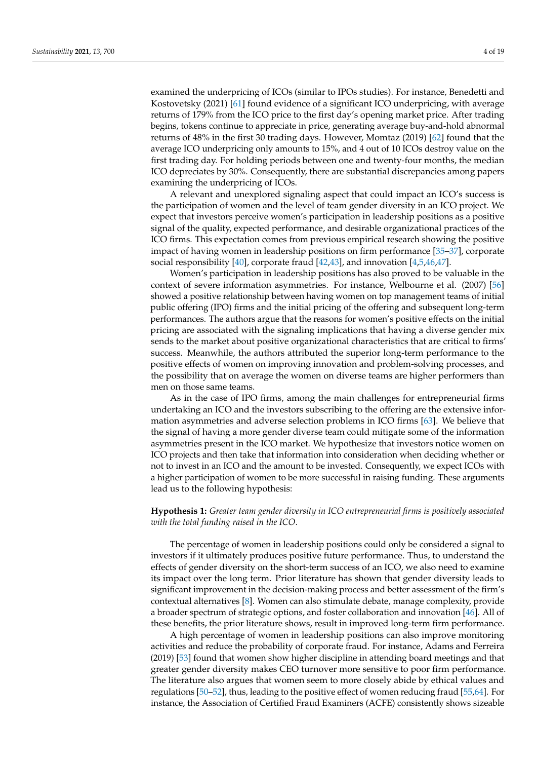examined the underpricing of ICOs (similar to IPOs studies). For instance, Benedetti and Kostovetsky (2021) [61] found evidence of a significant ICO underpricing, with average returns of 179% from the ICO price to the first day's opening market price. After trading begins, tokens continue to appreciate in price, generating average buy-and-hold abnormal returns of 48% in the first 30 trading days. However, Momtaz (2019) [62] found that the average ICO underpricing only amounts to 15%, and 4 out of 10 ICOs destroy value on the first trading day. For holding periods between one and twenty-four months, the median ICO depreciates by 30%. Consequently, there are substantial discrepancies among papers examining the underpricing of ICOs.

A relevant and unexplored signaling aspect that could impact an ICO's success is the participation of women and the level of team gender diversity in an ICO project. We expect that investors perceive women's participation in leadership positions as a positive signal of the quality, expected performance, and desirable organizational practices of the ICO firms. This expectation comes from previous empirical research showing the positive impact of having women in leadership positions on firm performance [35–37], corporate social responsibility [40], corporate fraud [42,43], and innovation [4,5,46,47].

Women's participation in leadership positions has also proved to be valuable in the context of severe information asymmetries. For instance, Welbourne et al. (2007) [56] showed a positive relationship between having women on top management teams of initial public offering (IPO) firms and the initial pricing of the offering and subsequent long-term performances. The authors argue that the reasons for women's positive effects on the initial pricing are associated with the signaling implications that having a diverse gender mix sends to the market about positive organizational characteristics that are critical to firms' success. Meanwhile, the authors attributed the superior long-term performance to the positive effects of women on improving innovation and problem-solving processes, and the possibility that on average the women on diverse teams are higher performers than men on those same teams.

As in the case of IPO firms, among the main challenges for entrepreneurial firms undertaking an ICO and the investors subscribing to the offering are the extensive information asymmetries and adverse selection problems in ICO firms [63]. We believe that the signal of having a more gender diverse team could mitigate some of the information asymmetries present in the ICO market. We hypothesize that investors notice women on ICO projects and then take that information into consideration when deciding whether or not to invest in an ICO and the amount to be invested. Consequently, we expect ICOs with a higher participation of women to be more successful in raising funding. These arguments lead us to the following hypothesis:

**Hypothesis 1:** *Greater team gender diversity in ICO entrepreneurial firms is positively associated with the total funding raised in the ICO.*

The percentage of women in leadership positions could only be considered a signal to investors if it ultimately produces positive future performance. Thus, to understand the effects of gender diversity on the short-term success of an ICO, we also need to examine its impact over the long term. Prior literature has shown that gender diversity leads to significant improvement in the decision-making process and better assessment of the firm's contextual alternatives [8]. Women can also stimulate debate, manage complexity, provide a broader spectrum of strategic options, and foster collaboration and innovation [46]. All of these benefits, the prior literature shows, result in improved long-term firm performance.

A high percentage of women in leadership positions can also improve monitoring activities and reduce the probability of corporate fraud. For instance, Adams and Ferreira (2019) [53] found that women show higher discipline in attending board meetings and that greater gender diversity makes CEO turnover more sensitive to poor firm performance. The literature also argues that women seem to more closely abide by ethical values and regulations [50–52], thus, leading to the positive effect of women reducing fraud [55,64]. For instance, the Association of Certified Fraud Examiners (ACFE) consistently shows sizeable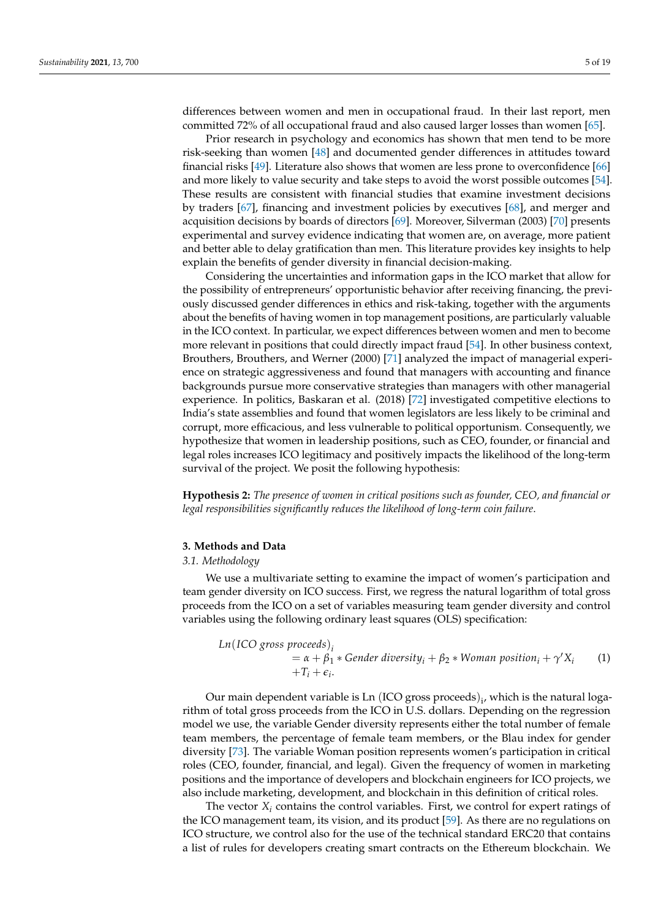differences between women and men in occupational fraud. In their last report, men committed 72% of all occupational fraud and also caused larger losses than women [65].

Prior research in psychology and economics has shown that men tend to be more risk-seeking than women [48] and documented gender differences in attitudes toward financial risks [49]. Literature also shows that women are less prone to overconfidence [66] and more likely to value security and take steps to avoid the worst possible outcomes [54]. These results are consistent with financial studies that examine investment decisions by traders [67], financing and investment policies by executives [68], and merger and acquisition decisions by boards of directors [69]. Moreover, Silverman (2003) [70] presents experimental and survey evidence indicating that women are, on average, more patient and better able to delay gratification than men. This literature provides key insights to help explain the benefits of gender diversity in financial decision-making.

Considering the uncertainties and information gaps in the ICO market that allow for the possibility of entrepreneurs' opportunistic behavior after receiving financing, the previously discussed gender differences in ethics and risk-taking, together with the arguments about the benefits of having women in top management positions, are particularly valuable in the ICO context. In particular, we expect differences between women and men to become more relevant in positions that could directly impact fraud [54]. In other business context, Brouthers, Brouthers, and Werner (2000) [71] analyzed the impact of managerial experience on strategic aggressiveness and found that managers with accounting and finance backgrounds pursue more conservative strategies than managers with other managerial experience. In politics, Baskaran et al. (2018) [72] investigated competitive elections to India's state assemblies and found that women legislators are less likely to be criminal and corrupt, more efficacious, and less vulnerable to political opportunism. Consequently, we hypothesize that women in leadership positions, such as CEO, founder, or financial and legal roles increases ICO legitimacy and positively impacts the likelihood of the long-term survival of the project. We posit the following hypothesis:

**Hypothesis 2:** *The presence of women in critical positions such as founder, CEO, and financial or legal responsibilities significantly reduces the likelihood of long-term coin failure.*

## 3. Methods and Data

### 3.1. Methodology

We use a multivariate setting to examine the impact of women's participation and team gender diversity on ICO success. First, we regress the natural logarithm of total gross proceeds from the ICO on a set of variables measuring team gender diversity and control variables using the following ordinary least squares (OLS) specification:

$$
\begin{aligned}
&Ln(ICO\ gross\ proceeds)_i \\
&\qquad = \alpha + \beta_1 * Gender\ diversity_i + \beta_2 * Woman\ position_i + \gamma' X_i \\
&\qquad + T_i + \epsilon_i.
\end{aligned}
\tag{1}
$$

Our main dependent variable is $\text{Ln (ICO gross proceeds)}_i$, which is the natural logarithm of total gross proceeds from the ICO in U.S. dollars. Depending on the regression model we use, the variable Gender diversity represents either the total number of female team members, the percentage of female team members, or the Blau index for gender diversity [73]. The variable Woman position represents women's participation in critical roles (CEO, founder, financial, and legal). Given the frequency of women in marketing positions and the importance of developers and blockchain engineers for ICO projects, we also include marketing, development, and blockchain in this definition of critical roles.

The vector $X_i$ contains the control variables. First, we control for expert ratings of the ICO management team, its vision, and its product [59]. As there are no regulations on ICO structure, we control also for the use of the technical standard ERC20 that contains a list of rules for developers creating smart contracts on the Ethereum blockchain. We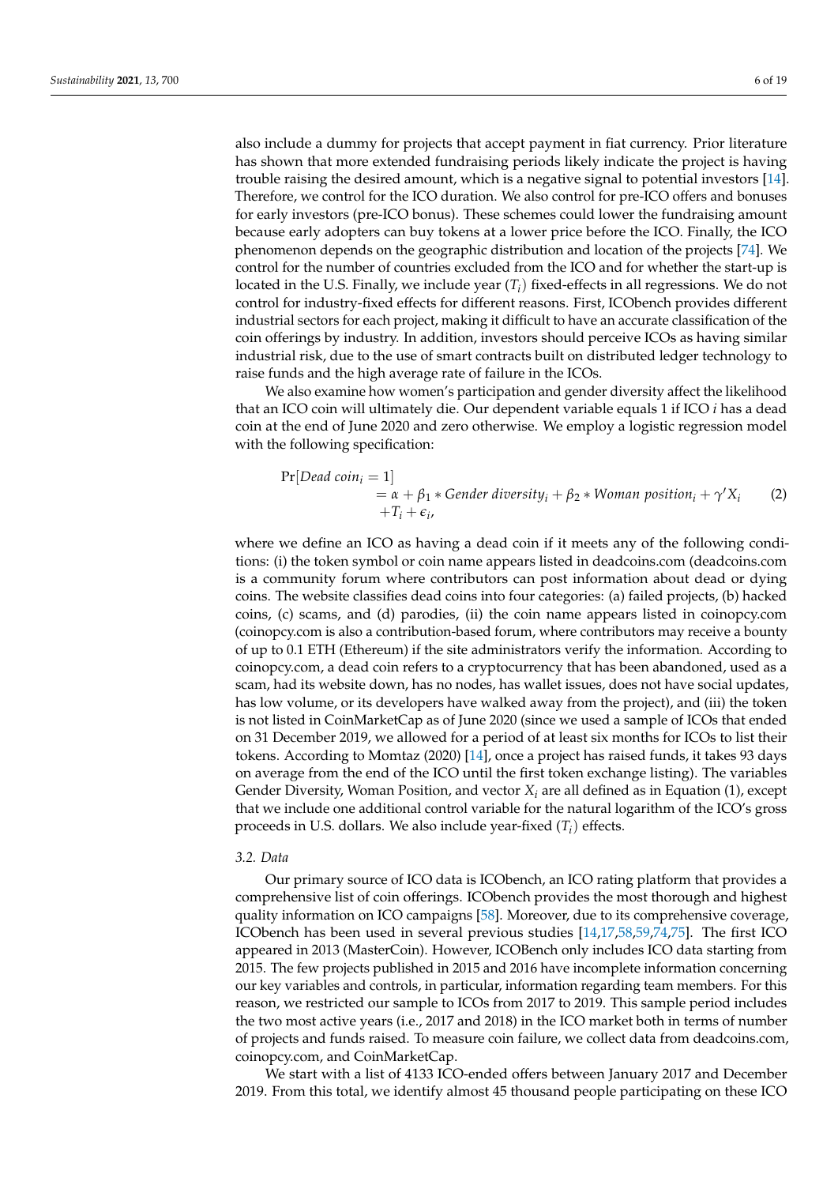also include a dummy for projects that accept payment in fiat currency. Prior literature has shown that more extended fundraising periods likely indicate the project is having trouble raising the desired amount, which is a negative signal to potential investors [14]. Therefore, we control for the ICO duration. We also control for pre-ICO offers and bonuses for early investors (pre-ICO bonus). These schemes could lower the fundraising amount because early adopters can buy tokens at a lower price before the ICO. Finally, the ICO phenomenon depends on the geographic distribution and location of the projects [74]. We control for the number of countries excluded from the ICO and for whether the start-up is located in the U.S. Finally, we include year ($T_i$) fixed-effects in all regressions. We do not control for industry-fixed effects for different reasons. First, ICObench provides different industrial sectors for each project, making it difficult to have an accurate classification of the coin offerings by industry. In addition, investors should perceive ICOs as having similar industrial risk, due to the use of smart contracts built on distributed ledger technology to raise funds and the high average rate of failure in the ICOs.

We also examine how women's participation and gender diversity affect the likelihood that an ICO coin will ultimately die. Our dependent variable equals 1 if ICO *i* has a dead coin at the end of June 2020 and zero otherwise. We employ a logistic regression model with the following specification:

$$\Pr[Dead\ coin_i = 1] = \alpha + \beta_1 * Gender\ diversity_i + \beta_2 * Woman\ position_i + \gamma' X_i + T_i + \epsilon_i, \qquad (2)$$

where we define an ICO as having a dead coin if it meets any of the following conditions: (i) the token symbol or coin name appears listed in deadcoins.com (deadcoins.com is a community forum where contributors can post information about dead or dying coins. The website classifies dead coins into four categories: (a) failed projects, (b) hacked coins, (c) scams, and (d) parodies, (ii) the coin name appears listed in coinopcy.com (coinopcy.com is also a contribution-based forum, where contributors may receive a bounty of up to 0.1 ETH (Ethereum) if the site administrators verify the information. According to coinopcy.com, a dead coin refers to a cryptocurrency that has been abandoned, used as a scam, had its website down, has no nodes, has wallet issues, does not have social updates, has low volume, or its developers have walked away from the project), and (iii) the token is not listed in CoinMarketCap as of June 2020 (since we used a sample of ICOs that ended on 31 December 2019, we allowed for a period of at least six months for ICOs to list their tokens. According to Momtaz (2020) [14], once a project has raised funds, it takes 93 days on average from the end of the ICO until the first token exchange listing). The variables Gender Diversity, Woman Position, and vector $X_i$ are all defined as in Equation (1), except that we include one additional control variable for the natural logarithm of the ICO's gross proceeds in U.S. dollars. We also include year-fixed ($T_i$) effects.

### 3.2. Data

Our primary source of ICO data is ICObench, an ICO rating platform that provides a comprehensive list of coin offerings. ICObench provides the most thorough and highest quality information on ICO campaigns [58]. Moreover, due to its comprehensive coverage, ICObench has been used in several previous studies [14,17,58,59,74,75]. The first ICO appeared in 2013 (MasterCoin). However, ICOBench only includes ICO data starting from 2015. The few projects published in 2015 and 2016 have incomplete information concerning our key variables and controls, in particular, information regarding team members. For this reason, we restricted our sample to ICOs from 2017 to 2019. This sample period includes the two most active years (i.e., 2017 and 2018) in the ICO market both in terms of number of projects and funds raised. To measure coin failure, we collect data from deadcoins.com, coinopcy.com, and CoinMarketCap.

We start with a list of 4133 ICO-ended offers between January 2017 and December 2019. From this total, we identify almost 45 thousand people participating on these ICO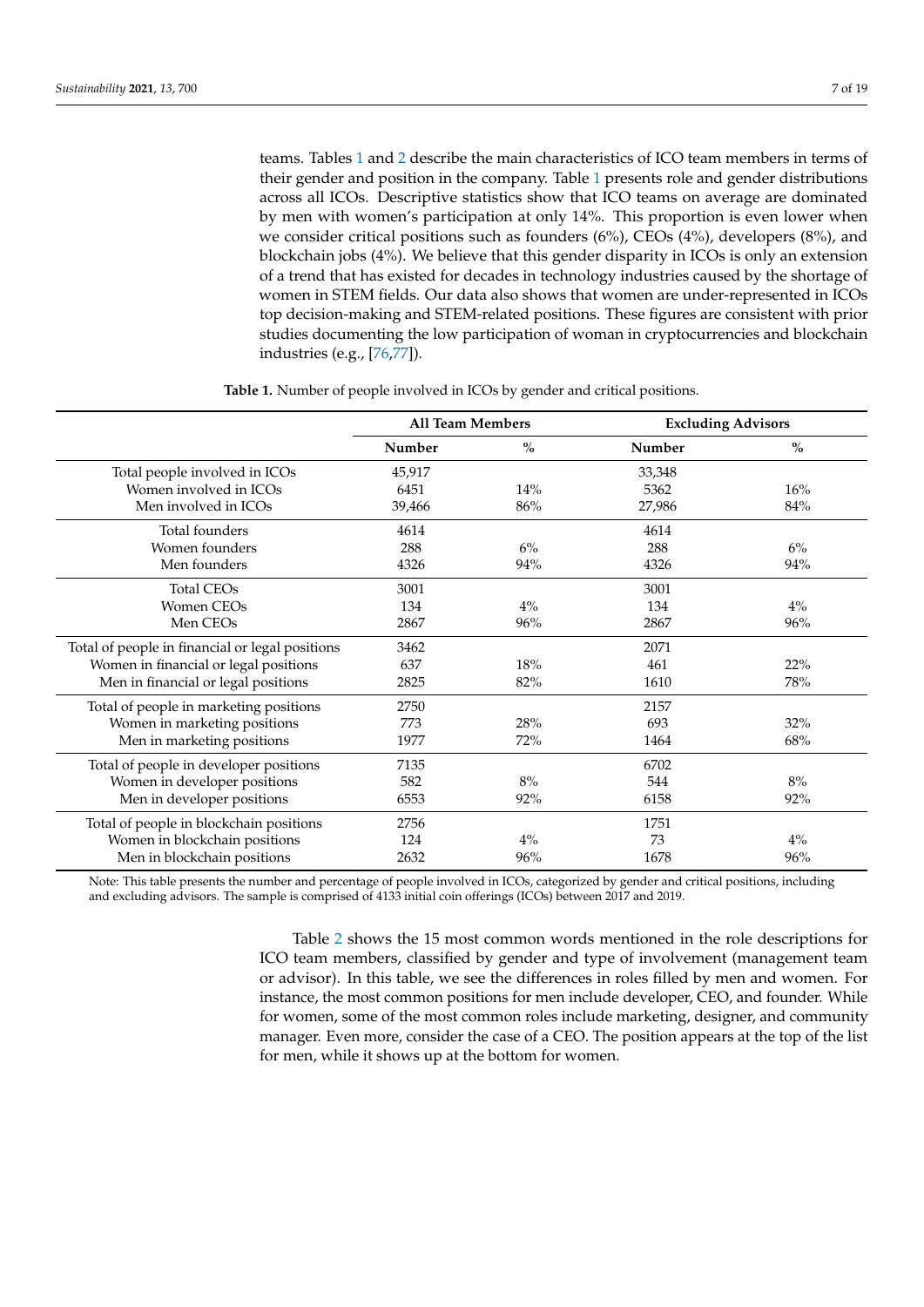teams. Tables 1 and 2 describe the main characteristics of ICO team members in terms of their gender and position in the company. Table 1 presents role and gender distributions across all ICOs. Descriptive statistics show that ICO teams on average are dominated by men with women's participation at only 14%. This proportion is even lower when we consider critical positions such as founders (6%), CEOs (4%), developers (8%), and blockchain jobs (4%). We believe that this gender disparity in ICOs is only an extension of a trend that has existed for decades in technology industries caused by the shortage of women in STEM fields. Our data also shows that women are under-represented in ICOs top decision-making and STEM-related positions. These figures are consistent with prior studies documenting the low participation of woman in cryptocurrencies and blockchain industries (e.g., [76,77]).

**Table 1.** Number of people involved in ICOs by gender and critical positions.

| | All Team Members | | Excluding Advisors | |
|---|---|---|---|---|
| | **Number** | **%** | **Number** | **%** |
| Total people involved in ICOs | 45,917 | | 33,348 | |
| Women involved in ICOs | 6451 | 14% | 5362 | 16% |
| Men involved in ICOs | 39,466 | 86% | 27,986 | 84% |
| Total founders | 4614 | | 4614 | |
| Women founders | 288 | 6% | 288 | 6% |
| Men founders | 4326 | 94% | 4326 | 94% |
| Total CEOs | 3001 | | 3001 | |
| Women CEOs | 134 | 4% | 134 | 4% |
| Men CEOs | 2867 | 96% | 2867 | 96% |
| Total of people in financial or legal positions | 3462 | | 2071 | |
| Women in financial or legal positions | 637 | 18% | 461 | 22% |
| Men in financial or legal positions | 2825 | 82% | 1610 | 78% |
| Total of people in marketing positions | 2750 | | 2157 | |
| Women in marketing positions | 773 | 28% | 693 | 32% |
| Men in marketing positions | 1977 | 72% | 1464 | 68% |
| Total of people in developer positions | 7135 | | 6702 | |
| Women in developer positions | 582 | 8% | 544 | 8% |
| Men in developer positions | 6553 | 92% | 6158 | 92% |
| Total of people in blockchain positions | 2756 | | 1751 | |
| Women in blockchain positions | 124 | 4% | 73 | 4% |
| Men in blockchain positions | 2632 | 96% | 1678 | 96% |

Note: This table presents the number and percentage of people involved in ICOs, categorized by gender and critical positions, including and excluding advisors. The sample is comprised of 4133 initial coin offerings (ICOs) between 2017 and 2019.

Table 2 shows the 15 most common words mentioned in the role descriptions for ICO team members, classified by gender and type of involvement (management team or advisor). In this table, we see the differences in roles filled by men and women. For instance, the most common positions for men include developer, CEO, and founder. While for women, some of the most common roles include marketing, designer, and community manager. Even more, consider the case of a CEO. The position appears at the top of the list for men, while it shows up at the bottom for women.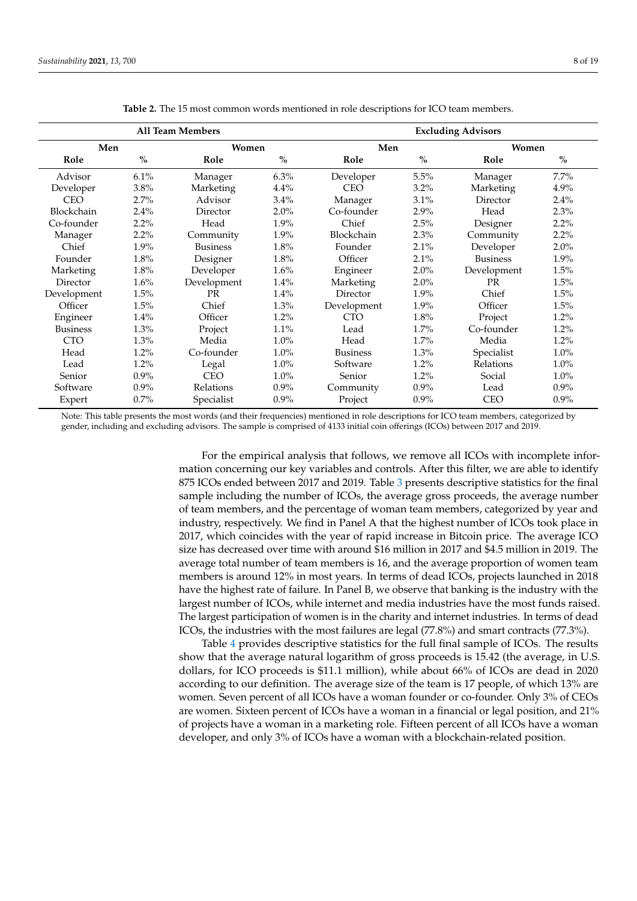**Table 2.** The 15 most common words mentioned in role descriptions for ICO team members.

| All Team Members | | | | Excluding Advisors | | | |
|---|---|---|---|---|---|---|---|
| Men | | Women | | Men | | Women | |
| Role | % | Role | % | Role | % | Role | % |
| Advisor | 6.1% | Manager | 6.3% | Developer | 5.5% | Manager | 7.7% |
| Developer | 3.8% | Marketing | 4.4% | CEO | 3.2% | Marketing | 4.9% |
| CEO | 2.7% | Advisor | 3.4% | Manager | 3.1% | Director | 2.4% |
| Blockchain | 2.4% | Director | 2.0% | Co-founder | 2.9% | Head | 2.3% |
| Co-founder | 2.2% | Head | 1.9% | Chief | 2.5% | Designer | 2.2% |
| Manager | 2.2% | Community | 1.9% | Blockchain | 2.3% | Community | 2.2% |
| Chief | 1.9% | Business | 1.8% | Founder | 2.1% | Developer | 2.0% |
| Founder | 1.8% | Designer | 1.8% | Officer | 2.1% | Business | 1.9% |
| Marketing | 1.8% | Developer | 1.6% | Engineer | 2.0% | Development | 1.5% |
| Director | 1.6% | Development | 1.4% | Marketing | 2.0% | PR | 1.5% |
| Development | 1.5% | PR | 1.4% | Director | 1.9% | Chief | 1.5% |
| Officer | 1.5% | Chief | 1.3% | Development | 1.9% | Officer | 1.5% |
| Engineer | 1.4% | Officer | 1.2% | CTO | 1.8% | Project | 1.2% |
| Business | 1.3% | Project | 1.1% | Lead | 1.7% | Co-founder | 1.2% |
| CTO | 1.3% | Media | 1.0% | Head | 1.7% | Media | 1.2% |
| Head | 1.2% | Co-founder | 1.0% | Business | 1.3% | Specialist | 1.0% |
| Lead | 1.2% | Legal | 1.0% | Software | 1.2% | Relations | 1.0% |
| Senior | 0.9% | CEO | 1.0% | Senior | 1.2% | Social | 1.0% |
| Software | 0.9% | Relations | 0.9% | Community | 0.9% | Lead | 0.9% |
| Expert | 0.7% | Specialist | 0.9% | Project | 0.9% | CEO | 0.9% |

Note: This table presents the most words (and their frequencies) mentioned in role descriptions for ICO team members, categorized by gender, including and excluding advisors. The sample is comprised of 4133 initial coin offerings (ICOs) between 2017 and 2019.

For the empirical analysis that follows, we remove all ICOs with incomplete information concerning our key variables and controls. After this filter, we are able to identify 875 ICOs ended between 2017 and 2019. Table 3 presents descriptive statistics for the final sample including the number of ICOs, the average gross proceeds, the average number of team members, and the percentage of woman team members, categorized by year and industry, respectively. We find in Panel A that the highest number of ICOs took place in 2017, which coincides with the year of rapid increase in Bitcoin price. The average ICO size has decreased over time with around $16 million in 2017 and $4.5 million in 2019. The average total number of team members is 16, and the average proportion of women team members is around 12% in most years. In terms of dead ICOs, projects launched in 2018 have the highest rate of failure. In Panel B, we observe that banking is the industry with the largest number of ICOs, while internet and media industries have the most funds raised. The largest participation of women is in the charity and internet industries. In terms of dead ICOs, the industries with the most failures are legal (77.8%) and smart contracts (77.3%).

Table 4 provides descriptive statistics for the full final sample of ICOs. The results show that the average natural logarithm of gross proceeds is 15.42 (the average, in U.S. dollars, for ICO proceeds is $11.1 million), while about 66% of ICOs are dead in 2020 according to our definition. The average size of the team is 17 people, of which 13% are women. Seven percent of all ICOs have a woman founder or co-founder. Only 3% of CEOs are women. Sixteen percent of ICOs have a woman in a financial or legal position, and 21% of projects have a woman in a marketing role. Fifteen percent of all ICOs have a woman developer, and only 3% of ICOs have a woman with a blockchain-related position.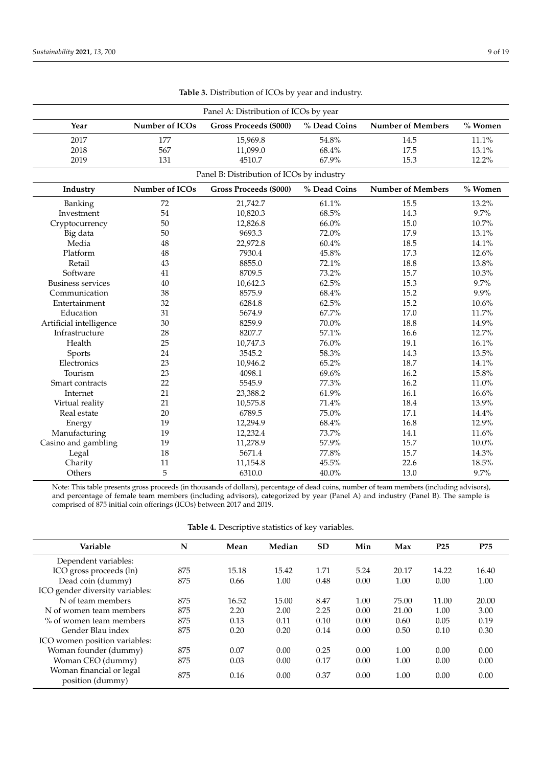**Table 3.** Distribution of ICOs by year and industry.

| Panel A: Distribution of ICOs by year | | | | | |
|---|---|---|---|---|---|
| **Year** | **Number of ICOs** | **Gross Proceeds ($000)** | **% Dead Coins** | **Number of Members** | **% Women** |
| 2017 | 177 | 15,969.8 | 54.8% | 14.5 | 11.1% |
| 2018 | 567 | 11,099.0 | 68.4% | 17.5 | 13.1% |
| 2019 | 131 | 4510.7 | 67.9% | 15.3 | 12.2% |
| Panel B: Distribution of ICOs by industry | | | | | |
| **Industry** | **Number of ICOs** | **Gross Proceeds ($000)** | **% Dead Coins** | **Number of Members** | **% Women** |
| Banking | 72 | 21,742.7 | 61.1% | 15.5 | 13.2% |
| Investment | 54 | 10,820.3 | 68.5% | 14.3 | 9.7% |
| Cryptocurrency | 50 | 12,826.8 | 66.0% | 15.0 | 10.7% |
| Big data | 50 | 9693.3 | 72.0% | 17.9 | 13.1% |
| Media | 48 | 22,972.8 | 60.4% | 18.5 | 14.1% |
| Platform | 48 | 7930.4 | 45.8% | 17.3 | 12.6% |
| Retail | 43 | 8855.0 | 72.1% | 18.8 | 13.8% |
| Software | 41 | 8709.5 | 73.2% | 15.7 | 10.3% |
| Business services | 40 | 10,642.3 | 62.5% | 15.3 | 9.7% |
| Communication | 38 | 8575.9 | 68.4% | 15.2 | 9.9% |
| Entertainment | 32 | 6284.8 | 62.5% | 15.2 | 10.6% |
| Education | 31 | 5674.9 | 67.7% | 17.0 | 11.7% |
| Artificial intelligence | 30 | 8259.9 | 70.0% | 18.8 | 14.9% |
| Infrastructure | 28 | 8207.7 | 57.1% | 16.6 | 12.7% |
| Health | 25 | 10,747.3 | 76.0% | 19.1 | 16.1% |
| Sports | 24 | 3545.2 | 58.3% | 14.3 | 13.5% |
| Electronics | 23 | 10,946.2 | 65.2% | 18.7 | 14.1% |
| Tourism | 23 | 4098.1 | 69.6% | 16.2 | 15.8% |
| Smart contracts | 22 | 5545.9 | 77.3% | 16.2 | 11.0% |
| Internet | 21 | 23,388.2 | 61.9% | 16.1 | 16.6% |
| Virtual reality | 21 | 10,575.8 | 71.4% | 18.4 | 13.9% |
| Real estate | 20 | 6789.5 | 75.0% | 17.1 | 14.4% |
| Energy | 19 | 12,294.9 | 68.4% | 16.8 | 12.9% |
| Manufacturing | 19 | 12,232.4 | 73.7% | 14.1 | 11.6% |
| Casino and gambling | 19 | 11,278.9 | 57.9% | 15.7 | 10.0% |
| Legal | 18 | 5671.4 | 77.8% | 15.7 | 14.3% |
| Charity | 11 | 11,154.8 | 45.5% | 22.6 | 18.5% |
| Others | 5 | 6310.0 | 40.0% | 13.0 | 9.7% |

Note: This table presents gross proceeds (in thousands of dollars), percentage of dead coins, number of team members (including advisors), and percentage of female team members (including advisors), categorized by year (Panel A) and industry (Panel B). The sample is comprised of 875 initial coin offerings (ICOs) between 2017 and 2019.

**Table 4.** Descriptive statistics of key variables.

| Variable | N | Mean | Median | SD | Min | Max | P25 | P75 |
|---|---|---|---|---|---|---|---|---|
| Dependent variables: | | | | | | | | |
| ICO gross proceeds (ln) | 875 | 15.18 | 15.42 | 1.71 | 5.24 | 20.17 | 14.22 | 16.40 |
| Dead coin (dummy) | 875 | 0.66 | 1.00 | 0.48 | 0.00 | 1.00 | 0.00 | 1.00 |
| ICO gender diversity variables: | | | | | | | | |
| N of team members | 875 | 16.52 | 15.00 | 8.47 | 1.00 | 75.00 | 11.00 | 20.00 |
| N of women team members | 875 | 2.20 | 2.00 | 2.25 | 0.00 | 21.00 | 1.00 | 3.00 |
| % of women team members | 875 | 0.13 | 0.11 | 0.10 | 0.00 | 0.60 | 0.05 | 0.19 |
| Gender Blau index | 875 | 0.20 | 0.20 | 0.14 | 0.00 | 0.50 | 0.10 | 0.30 |
| ICO women position variables: | | | | | | | | |
| Woman founder (dummy) | 875 | 0.07 | 0.00 | 0.25 | 0.00 | 1.00 | 0.00 | 0.00 |
| Woman CEO (dummy) | 875 | 0.03 | 0.00 | 0.17 | 0.00 | 1.00 | 0.00 | 0.00 |
| Woman financial or legal position (dummy) | 875 | 0.16 | 0.00 | 0.37 | 0.00 | 1.00 | 0.00 | 0.00 |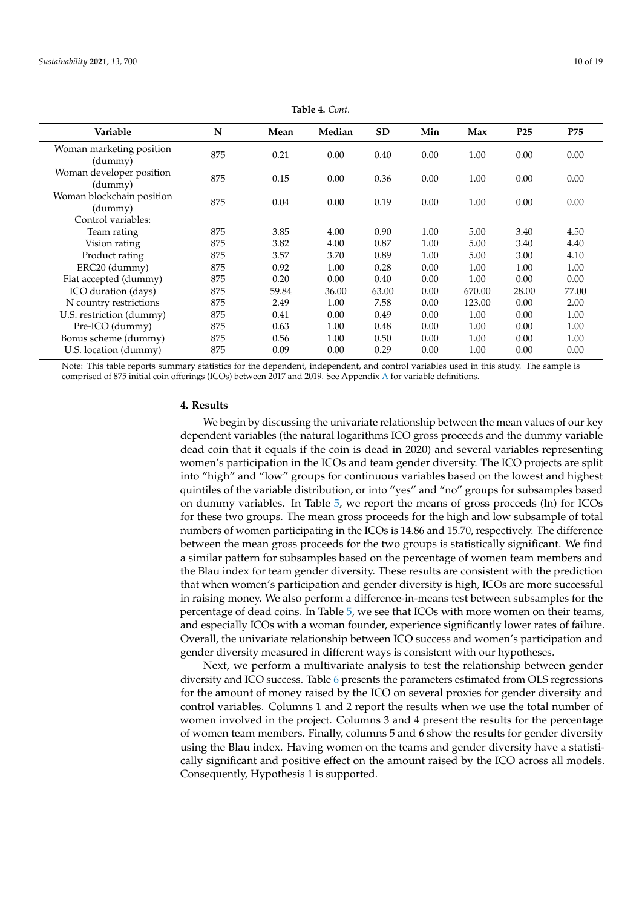**Table 4.** *Cont.*

| Variable | N | Mean | Median | SD | Min | Max | P25 | P75 |
|---|---|---|---|---|---|---|---|---|
| Woman marketing position (dummy) | 875 | 0.21 | 0.00 | 0.40 | 0.00 | 1.00 | 0.00 | 0.00 |
| Woman developer position (dummy) | 875 | 0.15 | 0.00 | 0.36 | 0.00 | 1.00 | 0.00 | 0.00 |
| Woman blockchain position (dummy) | 875 | 0.04 | 0.00 | 0.19 | 0.00 | 1.00 | 0.00 | 0.00 |
| Control variables: | | | | | | | | |
| Team rating | 875 | 3.85 | 4.00 | 0.90 | 1.00 | 5.00 | 3.40 | 4.50 |
| Vision rating | 875 | 3.82 | 4.00 | 0.87 | 1.00 | 5.00 | 3.40 | 4.40 |
| Product rating | 875 | 3.57 | 3.70 | 0.89 | 1.00 | 5.00 | 3.00 | 4.10 |
| ERC20 (dummy) | 875 | 0.92 | 1.00 | 0.28 | 0.00 | 1.00 | 1.00 | 1.00 |
| Fiat accepted (dummy) | 875 | 0.20 | 0.00 | 0.40 | 0.00 | 1.00 | 0.00 | 0.00 |
| ICO duration (days) | 875 | 59.84 | 36.00 | 63.00 | 0.00 | 670.00 | 28.00 | 77.00 |
| N country restrictions | 875 | 2.49 | 1.00 | 7.58 | 0.00 | 123.00 | 0.00 | 2.00 |
| U.S. restriction (dummy) | 875 | 0.41 | 0.00 | 0.49 | 0.00 | 1.00 | 0.00 | 1.00 |
| Pre-ICO (dummy) | 875 | 0.63 | 1.00 | 0.48 | 0.00 | 1.00 | 0.00 | 1.00 |
| Bonus scheme (dummy) | 875 | 0.56 | 1.00 | 0.50 | 0.00 | 1.00 | 0.00 | 1.00 |
| U.S. location (dummy) | 875 | 0.09 | 0.00 | 0.29 | 0.00 | 1.00 | 0.00 | 0.00 |

Note: This table reports summary statistics for the dependent, independent, and control variables used in this study. The sample is comprised of 875 initial coin offerings (ICOs) between 2017 and 2019. See Appendix A for variable definitions.

## 4. Results

We begin by discussing the univariate relationship between the mean values of our key dependent variables (the natural logarithms ICO gross proceeds and the dummy variable dead coin that it equals if the coin is dead in 2020) and several variables representing women's participation in the ICOs and team gender diversity. The ICO projects are split into "high" and "low" groups for continuous variables based on the lowest and highest quintiles of the variable distribution, or into "yes" and "no" groups for subsamples based on dummy variables. In Table 5, we report the means of gross proceeds (ln) for ICOs for these two groups. The mean gross proceeds for the high and low subsample of total numbers of women participating in the ICOs is 14.86 and 15.70, respectively. The difference between the mean gross proceeds for the two groups is statistically significant. We find a similar pattern for subsamples based on the percentage of women team members and the Blau index for team gender diversity. These results are consistent with the prediction that when women's participation and gender diversity is high, ICOs are more successful in raising money. We also perform a difference-in-means test between subsamples for the percentage of dead coins. In Table 5, we see that ICOs with more women on their teams, and especially ICOs with a woman founder, experience significantly lower rates of failure. Overall, the univariate relationship between ICO success and women's participation and gender diversity measured in different ways is consistent with our hypotheses.

Next, we perform a multivariate analysis to test the relationship between gender diversity and ICO success. Table 6 presents the parameters estimated from OLS regressions for the amount of money raised by the ICO on several proxies for gender diversity and control variables. Columns 1 and 2 report the results when we use the total number of women involved in the project. Columns 3 and 4 present the results for the percentage of women team members. Finally, columns 5 and 6 show the results for gender diversity using the Blau index. Having women on the teams and gender diversity have a statistically significant and positive effect on the amount raised by the ICO across all models. Consequently, Hypothesis 1 is supported.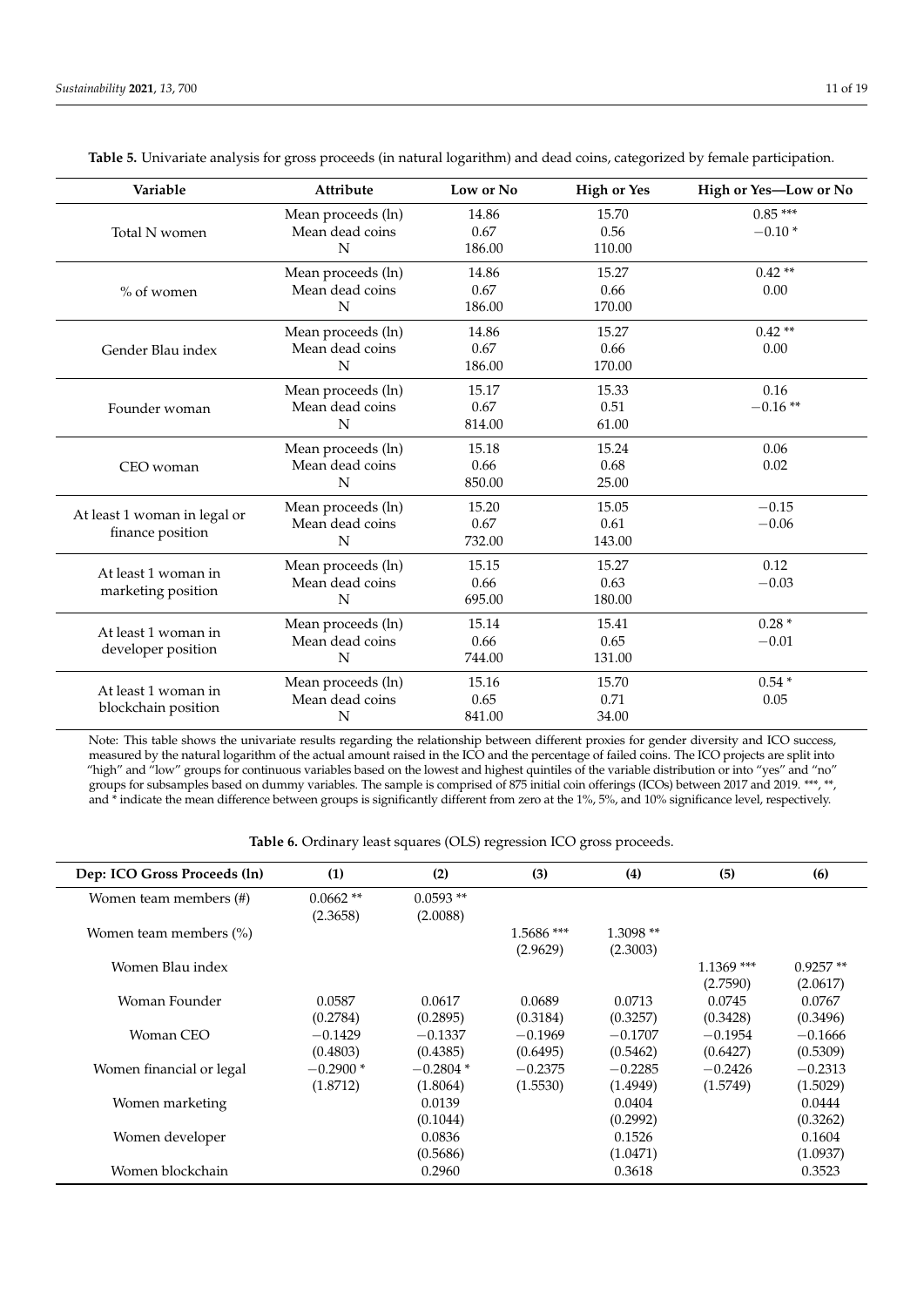**Table 5.** Univariate analysis for gross proceeds (in natural logarithm) and dead coins, categorized by female participation.

| Variable | Attribute | Low or No | High or Yes | High or Yes—Low or No |
|---|---|---|---|---|
| Total N women | Mean proceeds (ln) | 14.86 | 15.70 | 0.85 *** |
| | Mean dead coins | 0.67 | 0.56 | −0.10 * |
| | N | 186.00 | 110.00 | |
| % of women | Mean proceeds (ln) | 14.86 | 15.27 | 0.42 ** |
| | Mean dead coins | 0.67 | 0.66 | 0.00 |
| | N | 186.00 | 170.00 | |
| Gender Blau index | Mean proceeds (ln) | 14.86 | 15.27 | 0.42 ** |
| | Mean dead coins | 0.67 | 0.66 | 0.00 |
| | N | 186.00 | 170.00 | |
| Founder woman | Mean proceeds (ln) | 15.17 | 15.33 | 0.16 |
| | Mean dead coins | 0.67 | 0.51 | −0.16 ** |
| | N | 814.00 | 61.00 | |
| CEO woman | Mean proceeds (ln) | 15.18 | 15.24 | 0.06 |
| | Mean dead coins | 0.66 | 0.68 | 0.02 |
| | N | 850.00 | 25.00 | |
| At least 1 woman in legal or finance position | Mean proceeds (ln) | 15.20 | 15.05 | −0.15 |
| | Mean dead coins | 0.67 | 0.61 | −0.06 |
| | N | 732.00 | 143.00 | |
| At least 1 woman in marketing position | Mean proceeds (ln) | 15.15 | 15.27 | 0.12 |
| | Mean dead coins | 0.66 | 0.63 | −0.03 |
| | N | 695.00 | 180.00 | |
| At least 1 woman in developer position | Mean proceeds (ln) | 15.14 | 15.41 | 0.28 * |
| | Mean dead coins | 0.66 | 0.65 | −0.01 |
| | N | 744.00 | 131.00 | |
| At least 1 woman in blockchain position | Mean proceeds (ln) | 15.16 | 15.70 | 0.54 * |
| | Mean dead coins | 0.65 | 0.71 | 0.05 |
| | N | 841.00 | 34.00 | |

Note: This table shows the univariate results regarding the relationship between different proxies for gender diversity and ICO success, measured by the natural logarithm of the actual amount raised in the ICO and the percentage of failed coins. The ICO projects are split into "high" and "low" groups for continuous variables based on the lowest and highest quintiles of the variable distribution or into "yes" and "no" groups for subsamples based on dummy variables. The sample is comprised of 875 initial coin offerings (ICOs) between 2017 and 2019. ***, **, and * indicate the mean difference between groups is significantly different from zero at the 1%, 5%, and 10% significance level, respectively.

**Table 6.** Ordinary least squares (OLS) regression ICO gross proceeds.

| Dep: ICO Gross Proceeds (ln) | (1) | (2) | (3) | (4) | (5) | (6) |
|---|---|---|---|---|---|---|
| Women team members (#) | 0.0662 ** | 0.0593 ** | | | | |
| | (2.3658) | (2.0088) | | | | |
| Women team members (%) | | | 1.5686 *** | 1.3098 ** | | |
| | | | (2.9629) | (2.3003) | | |
| Women Blau index | | | | | 1.1369 *** | 0.9257 ** |
| | | | | | (2.7590) | (2.0617) |
| Woman Founder | 0.0587 | 0.0617 | 0.0689 | 0.0713 | 0.0745 | 0.0767 |
| | (0.2784) | (0.2895) | (0.3184) | (0.3257) | (0.3428) | (0.3496) |
| Woman CEO | −0.1429 | −0.1337 | −0.1969 | −0.1707 | −0.1954 | −0.1666 |
| | (0.4803) | (0.4385) | (0.6495) | (0.5462) | (0.6427) | (0.5309) |
| Women financial or legal | −0.2900 * | −0.2804 * | −0.2375 | −0.2285 | −0.2426 | −0.2313 |
| | (1.8712) | (1.8064) | (1.5530) | (1.4949) | (1.5749) | (1.5029) |
| Women marketing | | 0.0139 | | 0.0404 | | 0.0444 |
| | | (0.1044) | | (0.2992) | | (0.3262) |
| Women developer | | 0.0836 | | 0.1526 | | 0.1604 |
| | | (0.5686) | | (1.0471) | | (1.0937) |
| Women blockchain | | 0.2960 | | 0.3618 | | 0.3523 |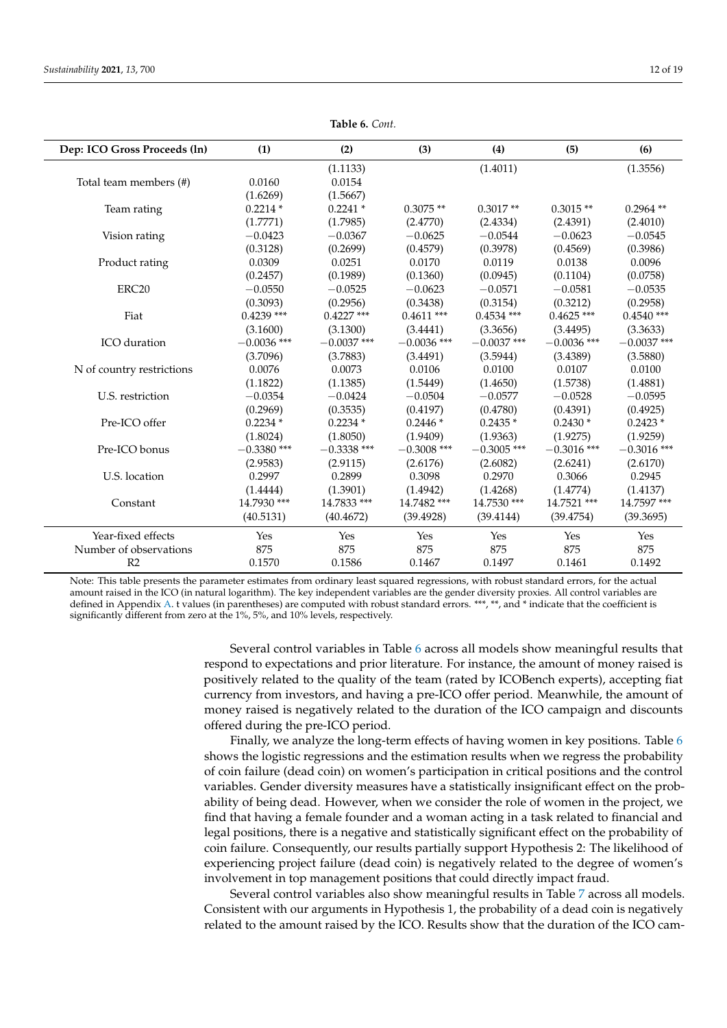**Table 6.** *Cont.*

| Dep: ICO Gross Proceeds (ln) | (1) | (2) | (3) | (4) | (5) | (6) |
|---|---|---|---|---|---|---|
| | | (1.1133) | | (1.4011) | | (1.3556) |
| Total team members (#) | 0.0160 | 0.0154 | | | | |
| | (1.6269) | (1.5667) | | | | |
| Team rating | 0.2214 * | 0.2241 * | 0.3075 ** | 0.3017 ** | 0.3015 ** | 0.2964 ** |
| | (1.7771) | (1.7985) | (2.4770) | (2.4334) | (2.4391) | (2.4010) |
| Vision rating | −0.0423 | −0.0367 | −0.0625 | −0.0544 | −0.0623 | −0.0545 |
| | (0.3128) | (0.2699) | (0.4579) | (0.3978) | (0.4569) | (0.3986) |
| Product rating | 0.0309 | 0.0251 | 0.0170 | 0.0119 | 0.0138 | 0.0096 |
| | (0.2457) | (0.1989) | (0.1360) | (0.0945) | (0.1104) | (0.0758) |
| ERC20 | −0.0550 | −0.0525 | −0.0623 | −0.0571 | −0.0581 | −0.0535 |
| | (0.3093) | (0.2956) | (0.3438) | (0.3154) | (0.3212) | (0.2958) |
| Fiat | 0.4239 *** | 0.4227 *** | 0.4611 *** | 0.4534 *** | 0.4625 *** | 0.4540 *** |
| | (3.1600) | (3.1300) | (3.4441) | (3.3656) | (3.4495) | (3.3633) |
| ICO duration | −0.0036 *** | −0.0037 *** | −0.0036 *** | −0.0037 *** | −0.0036 *** | −0.0037 *** |
| | (3.7096) | (3.7883) | (3.4491) | (3.5944) | (3.4389) | (3.5880) |
| N of country restrictions | 0.0076 | 0.0073 | 0.0106 | 0.0100 | 0.0107 | 0.0100 |
| | (1.1822) | (1.1385) | (1.5449) | (1.4650) | (1.5738) | (1.4881) |
| U.S. restriction | −0.0354 | −0.0424 | −0.0504 | −0.0577 | −0.0528 | −0.0595 |
| | (0.2969) | (0.3535) | (0.4197) | (0.4780) | (0.4391) | (0.4925) |
| Pre-ICO offer | 0.2234 * | 0.2234 * | 0.2446 * | 0.2435 * | 0.2430 * | 0.2423 * |
| | (1.8024) | (1.8050) | (1.9409) | (1.9363) | (1.9275) | (1.9259) |
| Pre-ICO bonus | −0.3380 *** | −0.3338 *** | −0.3008 *** | −0.3005 *** | −0.3016 *** | −0.3016 *** |
| | (2.9583) | (2.9115) | (2.6176) | (2.6082) | (2.6241) | (2.6170) |
| U.S. location | 0.2997 | 0.2899 | 0.3098 | 0.2970 | 0.3066 | 0.2945 |
| | (1.4444) | (1.3901) | (1.4942) | (1.4268) | (1.4774) | (1.4137) |
| Constant | 14.7930 *** | 14.7833 *** | 14.7482 *** | 14.7530 *** | 14.7521 *** | 14.7597 *** |
| | (40.5131) | (40.4672) | (39.4928) | (39.4144) | (39.4754) | (39.3695) |
| Year-fixed effects | Yes | Yes | Yes | Yes | Yes | Yes |
| Number of observations | 875 | 875 | 875 | 875 | 875 | 875 |
| R2 | 0.1570 | 0.1586 | 0.1467 | 0.1497 | 0.1461 | 0.1492 |

Note: This table presents the parameter estimates from ordinary least squared regressions, with robust standard errors, for the actual amount raised in the ICO (in natural logarithm). The key independent variables are the gender diversity proxies. All control variables are defined in Appendix A. t values (in parentheses) are computed with robust standard errors. ***, **, and * indicate that the coefficient is significantly different from zero at the 1%, 5%, and 10% levels, respectively.

Several control variables in Table 6 across all models show meaningful results that respond to expectations and prior literature. For instance, the amount of money raised is positively related to the quality of the team (rated by ICOBench experts), accepting fiat currency from investors, and having a pre-ICO offer period. Meanwhile, the amount of money raised is negatively related to the duration of the ICO campaign and discounts offered during the pre-ICO period.

Finally, we analyze the long-term effects of having women in key positions. Table 6 shows the logistic regressions and the estimation results when we regress the probability of coin failure (dead coin) on women's participation in critical positions and the control variables. Gender diversity measures have a statistically insignificant effect on the probability of being dead. However, when we consider the role of women in the project, we find that having a female founder and a woman acting in a task related to financial and legal positions, there is a negative and statistically significant effect on the probability of coin failure. Consequently, our results partially support Hypothesis 2: The likelihood of experiencing project failure (dead coin) is negatively related to the degree of women's involvement in top management positions that could directly impact fraud.

Several control variables also show meaningful results in Table 7 across all models. Consistent with our arguments in Hypothesis 1, the probability of a dead coin is negatively related to the amount raised by the ICO. Results show that the duration of the ICO cam-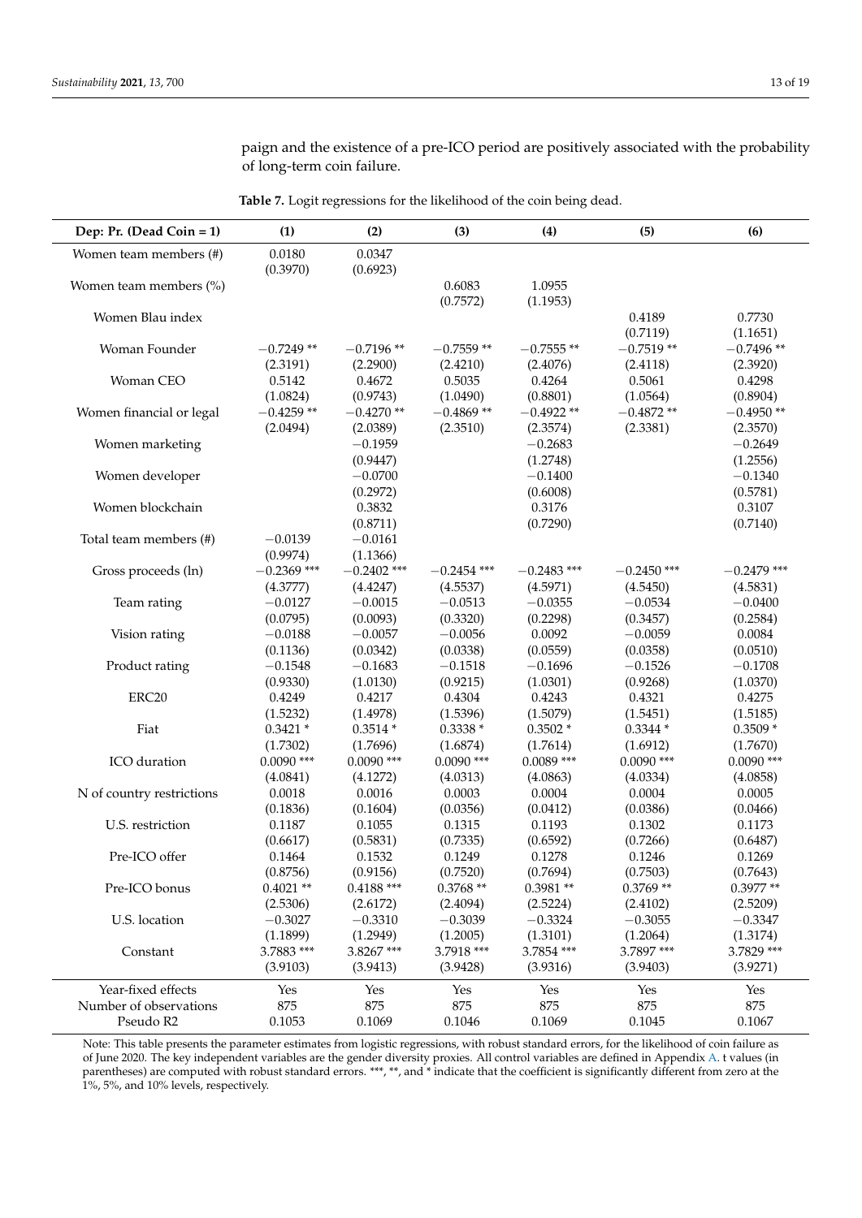paign and the existence of a pre-ICO period are positively associated with the probability of long-term coin failure.

**Table 7.** Logit regressions for the likelihood of the coin being dead.

| Dep: Pr. (Dead Coin = 1) | (1) | (2) | (3) | (4) | (5) | (6) |
|---|---|---|---|---|---|---|
| Women team members (#) | 0.0180 | 0.0347 | | | | |
| | (0.3970) | (0.6923) | | | | |
| Women team members (%) | | | 0.6083 | 1.0955 | | |
| | | | (0.7572) | (1.1953) | | |
| Women Blau index | | | | | 0.4189 | 0.7730 |
| | | | | | (0.7119) | (1.1651) |
| Woman Founder | −0.7249 ** | −0.7196 ** | −0.7559 ** | −0.7555 ** | −0.7519 ** | −0.7496 ** |
| | (2.3191) | (2.2900) | (2.4210) | (2.4076) | (2.4118) | (2.3920) |
| Woman CEO | 0.5142 | 0.4672 | 0.5035 | 0.4264 | 0.5061 | 0.4298 |
| | (1.0824) | (0.9743) | (1.0490) | (0.8801) | (1.0564) | (0.8904) |
| Women financial or legal | −0.4259 ** | −0.4270 ** | −0.4869 ** | −0.4922 ** | −0.4872 ** | −0.4950 ** |
| | (2.0494) | (2.0389) | (2.3510) | (2.3574) | (2.3381) | (2.3570) |
| Women marketing | | −0.1959 | | −0.2683 | | −0.2649 |
| | | (0.9447) | | (1.2748) | | (1.2556) |
| Women developer | | −0.0700 | | −0.1400 | | −0.1340 |
| | | (0.2972) | | (0.6008) | | (0.5781) |
| Women blockchain | | 0.3832 | | 0.3176 | | 0.3107 |
| | | (0.8711) | | (0.7290) | | (0.7140) |
| Total team members (#) | −0.0139 | −0.0161 | | | | |
| | (0.9974) | (1.1366) | | | | |
| Gross proceeds (ln) | −0.2369 *** | −0.2402 *** | −0.2454 *** | −0.2483 *** | −0.2450 *** | −0.2479 *** |
| | (4.3777) | (4.4247) | (4.5537) | (4.5971) | (4.5450) | (4.5831) |
| Team rating | −0.0127 | −0.0015 | −0.0513 | −0.0355 | −0.0534 | −0.0400 |
| | (0.0795) | (0.0093) | (0.3320) | (0.2298) | (0.3457) | (0.2584) |
| Vision rating | −0.0188 | −0.0057 | −0.0056 | 0.0092 | −0.0059 | 0.0084 |
| | (0.1136) | (0.0342) | (0.0338) | (0.0559) | (0.0358) | (0.0510) |
| Product rating | −0.1548 | −0.1683 | −0.1518 | −0.1696 | −0.1526 | −0.1708 |
| | (0.9330) | (1.0130) | (0.9215) | (1.0301) | (0.9268) | (1.0370) |
| ERC20 | 0.4249 | 0.4217 | 0.4304 | 0.4243 | 0.4321 | 0.4275 |
| | (1.5232) | (1.4978) | (1.5396) | (1.5079) | (1.5451) | (1.5185) |
| Fiat | 0.3421 * | 0.3514 * | 0.3338 * | 0.3502 * | 0.3344 * | 0.3509 * |
| | (1.7302) | (1.7696) | (1.6874) | (1.7614) | (1.6912) | (1.7670) |
| ICO duration | 0.0090 *** | 0.0090 *** | 0.0090 *** | 0.0089 *** | 0.0090 *** | 0.0090 *** |
| | (4.0841) | (4.1272) | (4.0313) | (4.0863) | (4.0334) | (4.0858) |
| N of country restrictions | 0.0018 | 0.0016 | 0.0003 | 0.0004 | 0.0004 | 0.0005 |
| | (0.1836) | (0.1604) | (0.0356) | (0.0412) | (0.0386) | (0.0466) |
| U.S. restriction | 0.1187 | 0.1055 | 0.1315 | 0.1193 | 0.1302 | 0.1173 |
| | (0.6617) | (0.5831) | (0.7335) | (0.6592) | (0.7266) | (0.6487) |
| Pre-ICO offer | 0.1464 | 0.1532 | 0.1249 | 0.1278 | 0.1246 | 0.1269 |
| | (0.8756) | (0.9156) | (0.7520) | (0.7694) | (0.7503) | (0.7643) |
| Pre-ICO bonus | 0.4021 ** | 0.4188 *** | 0.3768 ** | 0.3981 ** | 0.3769 ** | 0.3977 ** |
| | (2.5306) | (2.6172) | (2.4094) | (2.5224) | (2.4102) | (2.5209) |
| U.S. location | −0.3027 | −0.3310 | −0.3039 | −0.3324 | −0.3055 | −0.3347 |
| | (1.1899) | (1.2949) | (1.2005) | (1.3101) | (1.2064) | (1.3174) |
| Constant | 3.7883 *** | 3.8267 *** | 3.7918 *** | 3.7854 *** | 3.7897 *** | 3.7829 *** |
| | (3.9103) | (3.9413) | (3.9428) | (3.9316) | (3.9403) | (3.9271) |
| Year-fixed effects | Yes | Yes | Yes | Yes | Yes | Yes |
| Number of observations | 875 | 875 | 875 | 875 | 875 | 875 |
| Pseudo R2 | 0.1053 | 0.1069 | 0.1046 | 0.1069 | 0.1045 | 0.1067 |

Note: This table presents the parameter estimates from logistic regressions, with robust standard errors, for the likelihood of coin failure as of June 2020. The key independent variables are the gender diversity proxies. All control variables are defined in Appendix A. t values (in parentheses) are computed with robust standard errors. ***, **, and * indicate that the coefficient is significantly different from zero at the 1%, 5%, and 10% levels, respectively.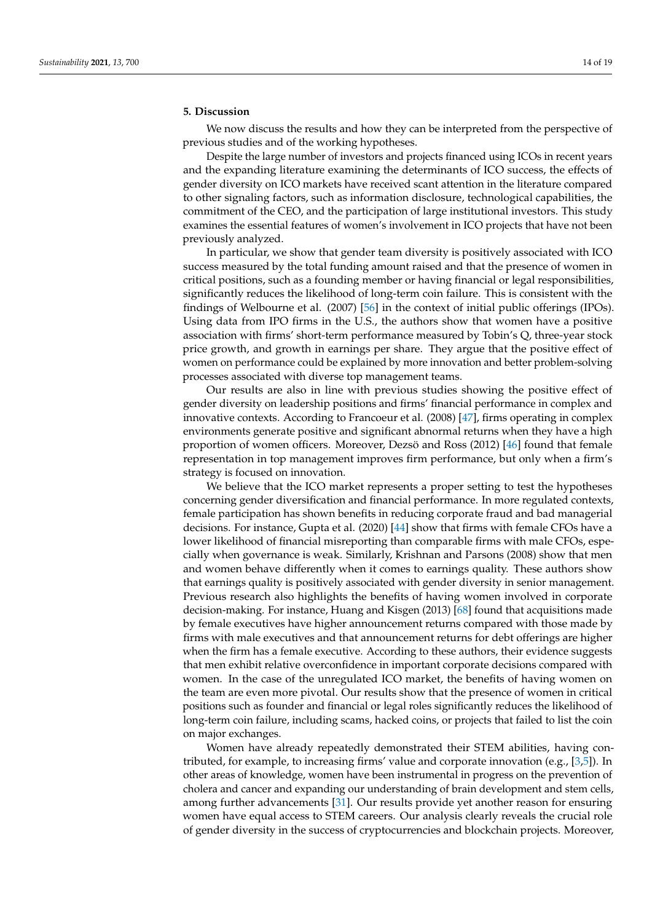## 5. Discussion

We now discuss the results and how they can be interpreted from the perspective of previous studies and of the working hypotheses.

Despite the large number of investors and projects financed using ICOs in recent years and the expanding literature examining the determinants of ICO success, the effects of gender diversity on ICO markets have received scant attention in the literature compared to other signaling factors, such as information disclosure, technological capabilities, the commitment of the CEO, and the participation of large institutional investors. This study examines the essential features of women's involvement in ICO projects that have not been previously analyzed.

In particular, we show that gender team diversity is positively associated with ICO success measured by the total funding amount raised and that the presence of women in critical positions, such as a founding member or having financial or legal responsibilities, significantly reduces the likelihood of long-term coin failure. This is consistent with the findings of Welbourne et al. (2007) [56] in the context of initial public offerings (IPOs). Using data from IPO firms in the U.S., the authors show that women have a positive association with firms' short-term performance measured by Tobin's Q, three-year stock price growth, and growth in earnings per share. They argue that the positive effect of women on performance could be explained by more innovation and better problem-solving processes associated with diverse top management teams.

Our results are also in line with previous studies showing the positive effect of gender diversity on leadership positions and firms' financial performance in complex and innovative contexts. According to Francoeur et al. (2008) [47], firms operating in complex environments generate positive and significant abnormal returns when they have a high proportion of women officers. Moreover, Dezsö and Ross (2012) [46] found that female representation in top management improves firm performance, but only when a firm's strategy is focused on innovation.

We believe that the ICO market represents a proper setting to test the hypotheses concerning gender diversification and financial performance. In more regulated contexts, female participation has shown benefits in reducing corporate fraud and bad managerial decisions. For instance, Gupta et al. (2020) [44] show that firms with female CFOs have a lower likelihood of financial misreporting than comparable firms with male CFOs, especially when governance is weak. Similarly, Krishnan and Parsons (2008) show that men and women behave differently when it comes to earnings quality. These authors show that earnings quality is positively associated with gender diversity in senior management. Previous research also highlights the benefits of having women involved in corporate decision-making. For instance, Huang and Kisgen (2013) [68] found that acquisitions made by female executives have higher announcement returns compared with those made by firms with male executives and that announcement returns for debt offerings are higher when the firm has a female executive. According to these authors, their evidence suggests that men exhibit relative overconfidence in important corporate decisions compared with women. In the case of the unregulated ICO market, the benefits of having women on the team are even more pivotal. Our results show that the presence of women in critical positions such as founder and financial or legal roles significantly reduces the likelihood of long-term coin failure, including scams, hacked coins, or projects that failed to list the coin on major exchanges.

Women have already repeatedly demonstrated their STEM abilities, having contributed, for example, to increasing firms' value and corporate innovation (e.g., [3,5]). In other areas of knowledge, women have been instrumental in progress on the prevention of cholera and cancer and expanding our understanding of brain development and stem cells, among further advancements [31]. Our results provide yet another reason for ensuring women have equal access to STEM careers. Our analysis clearly reveals the crucial role of gender diversity in the success of cryptocurrencies and blockchain projects. Moreover,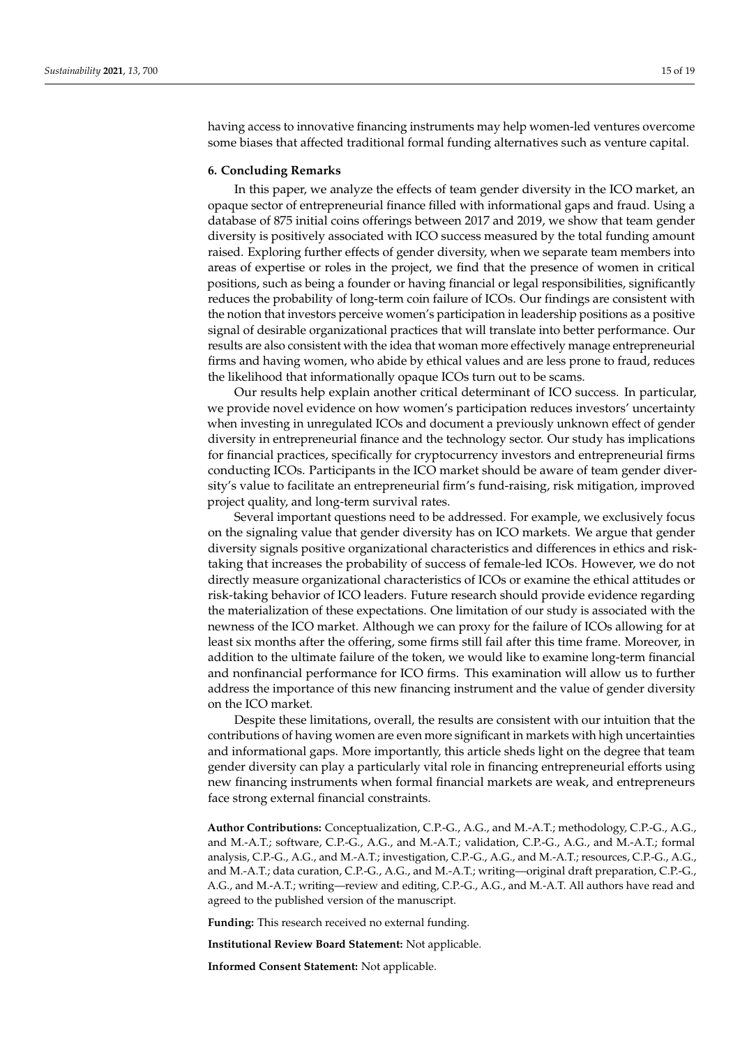having access to innovative financing instruments may help women-led ventures overcome some biases that affected traditional formal funding alternatives such as venture capital.

## 6. Concluding Remarks

In this paper, we analyze the effects of team gender diversity in the ICO market, an opaque sector of entrepreneurial finance filled with informational gaps and fraud. Using a database of 875 initial coins offerings between 2017 and 2019, we show that team gender diversity is positively associated with ICO success measured by the total funding amount raised. Exploring further effects of gender diversity, when we separate team members into areas of expertise or roles in the project, we find that the presence of women in critical positions, such as being a founder or having financial or legal responsibilities, significantly reduces the probability of long-term coin failure of ICOs. Our findings are consistent with the notion that investors perceive women's participation in leadership positions as a positive signal of desirable organizational practices that will translate into better performance. Our results are also consistent with the idea that woman more effectively manage entrepreneurial firms and having women, who abide by ethical values and are less prone to fraud, reduces the likelihood that informationally opaque ICOs turn out to be scams.

Our results help explain another critical determinant of ICO success. In particular, we provide novel evidence on how women's participation reduces investors' uncertainty when investing in unregulated ICOs and document a previously unknown effect of gender diversity in entrepreneurial finance and the technology sector. Our study has implications for financial practices, specifically for cryptocurrency investors and entrepreneurial firms conducting ICOs. Participants in the ICO market should be aware of team gender diversity's value to facilitate an entrepreneurial firm's fund-raising, risk mitigation, improved project quality, and long-term survival rates.

Several important questions need to be addressed. For example, we exclusively focus on the signaling value that gender diversity has on ICO markets. We argue that gender diversity signals positive organizational characteristics and differences in ethics and risk-taking that increases the probability of success of female-led ICOs. However, we do not directly measure organizational characteristics of ICOs or examine the ethical attitudes or risk-taking behavior of ICO leaders. Future research should provide evidence regarding the materialization of these expectations. One limitation of our study is associated with the newness of the ICO market. Although we can proxy for the failure of ICOs allowing for at least six months after the offering, some firms still fail after this time frame. Moreover, in addition to the ultimate failure of the token, we would like to examine long-term financial and nonfinancial performance for ICO firms. This examination will allow us to further address the importance of this new financing instrument and the value of gender diversity on the ICO market.

Despite these limitations, overall, the results are consistent with our intuition that the contributions of having women are even more significant in markets with high uncertainties and informational gaps. More importantly, this article sheds light on the degree that team gender diversity can play a particularly vital role in financing entrepreneurial efforts using new financing instruments when formal financial markets are weak, and entrepreneurs face strong external financial constraints.

**Author Contributions:** Conceptualization, C.P.-G., A.G., and M.-A.T.; methodology, C.P.-G., A.G., and M.-A.T.; software, C.P.-G., A.G., and M.-A.T.; validation, C.P.-G., A.G., and M.-A.T.; formal analysis, C.P.-G., A.G., and M.-A.T.; investigation, C.P.-G., A.G., and M.-A.T.; resources, C.P.-G., A.G., and M.-A.T.; data curation, C.P.-G., A.G., and M.-A.T.; writing—original draft preparation, C.P.-G., A.G., and M.-A.T.; writing—review and editing, C.P.-G., A.G., and M.-A.T. All authors have read and agreed to the published version of the manuscript.

**Funding:** This research received no external funding.

**Institutional Review Board Statement:** Not applicable.

**Informed Consent Statement:** Not applicable.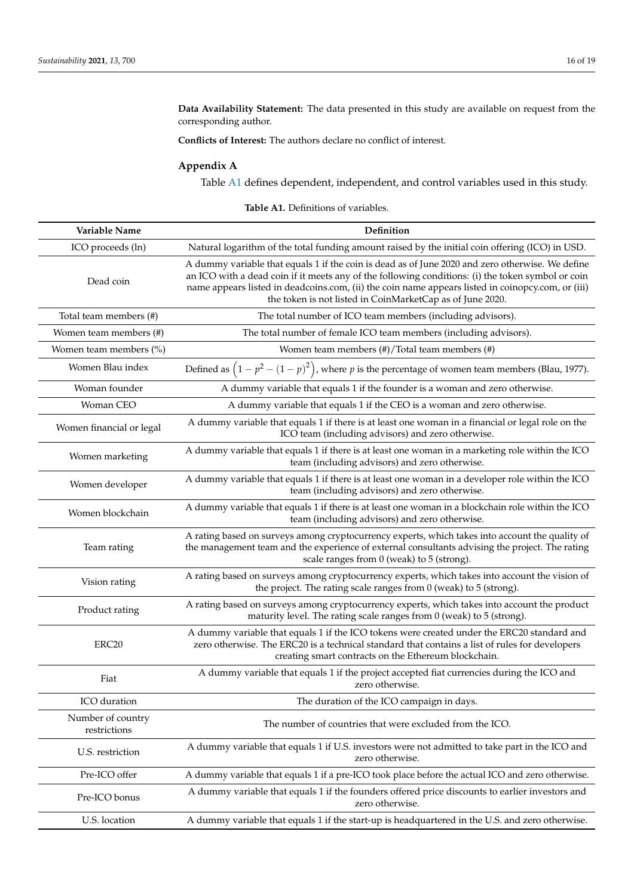**Data Availability Statement:** The data presented in this study are available on request from the corresponding author.

**Conflicts of Interest:** The authors declare no conflict of interest.

## Appendix A

Table A1 defines dependent, independent, and control variables used in this study.

**Table A1.** Definitions of variables.

| Variable Name | Definition |
|---|---|
| ICO proceeds (ln) | Natural logarithm of the total funding amount raised by the initial coin offering (ICO) in USD. |
| Dead coin | A dummy variable that equals 1 if the coin is dead as of June 2020 and zero otherwise. We define an ICO with a dead coin if it meets any of the following conditions: (i) the token symbol or coin name appears listed in deadcoins.com, (ii) the coin name appears listed in coinopcy.com, or (iii) the token is not listed in CoinMarketCap as of June 2020. |
| Total team members (#) | The total number of ICO team members (including advisors). |
| Women team members (#) | The total number of female ICO team members (including advisors). |
| Women team members (%) | Women team members (#)/Total team members (#) |
| Women Blau index | Defined as $\left(1 - p^2 - (1-p)^2\right)$, where $p$ is the percentage of women team members (Blau, 1977). |
| Woman founder | A dummy variable that equals 1 if the founder is a woman and zero otherwise. |
| Woman CEO | A dummy variable that equals 1 if the CEO is a woman and zero otherwise. |
| Women financial or legal | A dummy variable that equals 1 if there is at least one woman in a financial or legal role on the ICO team (including advisors) and zero otherwise. |
| Women marketing | A dummy variable that equals 1 if there is at least one woman in a marketing role within the ICO team (including advisors) and zero otherwise. |
| Women developer | A dummy variable that equals 1 if there is at least one woman in a developer role within the ICO team (including advisors) and zero otherwise. |
| Women blockchain | A dummy variable that equals 1 if there is at least one woman in blockchain role within the ICO team (including advisors) and zero otherwise. |
| Team rating | A rating based on surveys among cryptocurrency experts, which takes into account the quality of the management team and the experience of external consultants advising the project. The rating scale ranges from 0 (weak) to 5 (strong). |
| Vision rating | A rating based on surveys among cryptocurrency experts, which takes into account the vision of the project. The rating scale ranges from 0 (weak) to 5 (strong). |
| Product rating | A rating based on surveys among cryptocurrency experts, which takes into account the product maturity level. The rating scale ranges from 0 (weak) to 5 (strong). |
| ERC20 | A dummy variable that equals 1 if the ICO tokens were created under the ERC20 standard and zero otherwise. The ERC20 is a technical standard that contains a list of rules for developers creating smart contracts on the Ethereum blockchain. |
| Fiat | A dummy variable that equals 1 if the project accepted fiat currencies during the ICO and zero otherwise. |
| ICO duration | The duration of the ICO campaign in days. |
| Number of country restrictions | The number of countries that were excluded from the ICO. |
| U.S. restriction | A dummy variable that equals 1 if U.S. investors were not admitted to take part in the ICO and zero otherwise. |
| Pre-ICO offer | A dummy variable that equals 1 if a pre-ICO took place before the actual ICO and zero otherwise. |
| Pre-ICO bonus | A dummy variable that equals 1 if the founders offered price discounts to earlier investors and zero otherwise. |
| U.S. location | A dummy variable that equals 1 if the start-up is headquartered in the U.S. and zero otherwise. |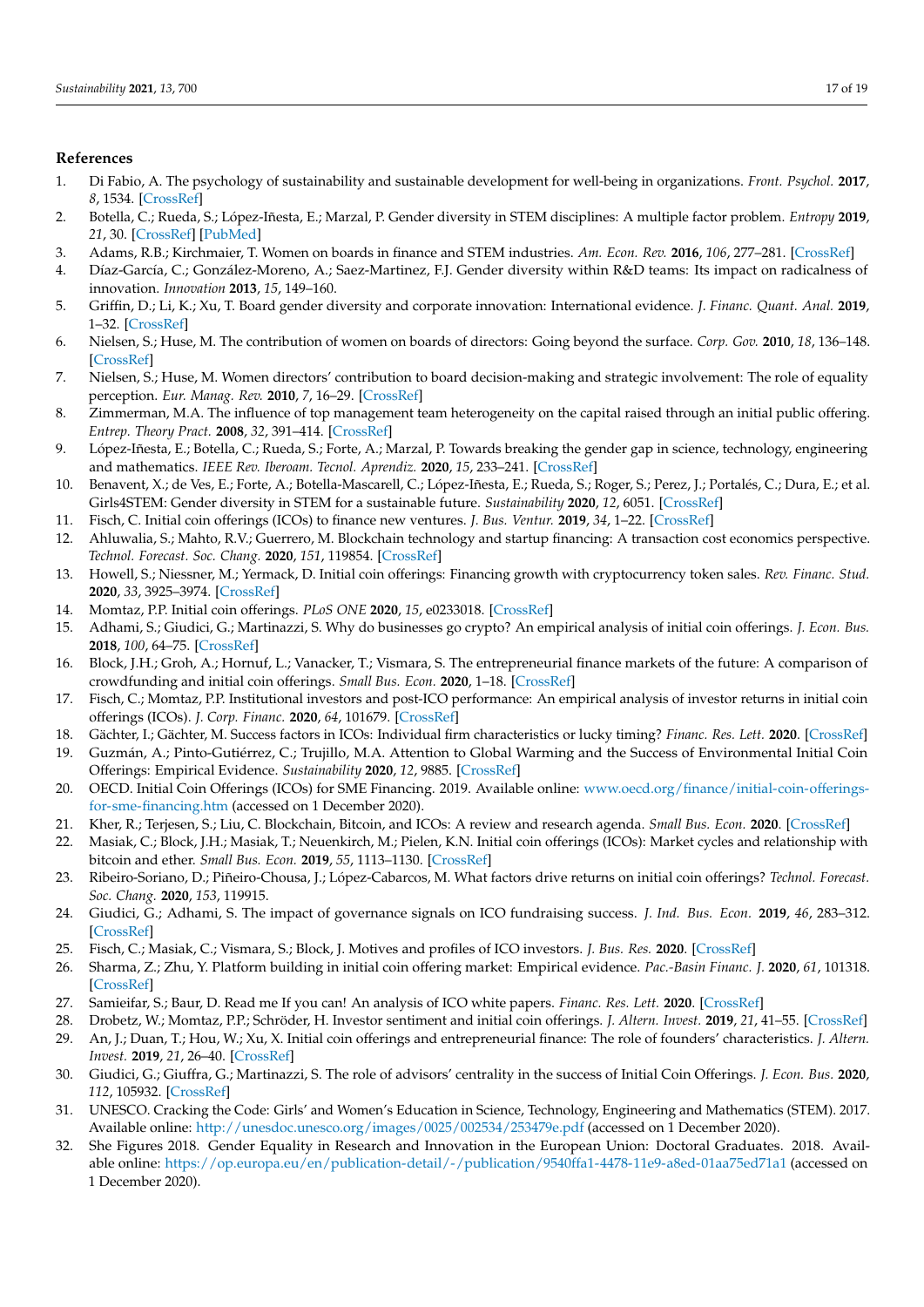## References

1. Di Fabio, A. The psychology of sustainability and sustainable development for well-being in organizations. *Front. Psychol.* **2017**, *8*, 1534. [CrossRef]
2. Botella, C.; Rueda, S.; López-Iñesta, E.; Marzal, P. Gender diversity in STEM disciplines: A multiple factor problem. *Entropy* **2019**, *21*, 30. [CrossRef] [PubMed]
3. Adams, R.B.; Kirchmaier, T. Women on boards in finance and STEM industries. *Am. Econ. Rev.* **2016**, *106*, 277–281. [CrossRef]
4. Díaz-García, C.; González-Moreno, A.; Saez-Martinez, F.J. Gender diversity within R&D teams: Its impact on radicalness of innovation. *Innovation* **2013**, *15*, 149–160.
5. Griffin, D.; Li, K.; Xu, T. Board gender diversity and corporate innovation: International evidence. *J. Financ. Quant. Anal.* **2019**, 1–32. [CrossRef]
6. Nielsen, S.; Huse, M. The contribution of women on boards of directors: Going beyond the surface. *Corp. Gov.* **2010**, *18*, 136–148. [CrossRef]
7. Nielsen, S.; Huse, M. Women directors' contribution to board decision-making and strategic involvement: The role of equality perception. *Eur. Manag. Rev.* **2010**, *7*, 16–29. [CrossRef]
8. Zimmerman, M.A. The influence of top management team heterogeneity on the capital raised through an initial public offering. *Entrep. Theory Pract.* **2008**, *32*, 391–414. [CrossRef]
9. López-Iñesta, E.; Botella, C.; Rueda, S.; Forte, A.; Marzal, P. Towards breaking the gender gap in science, technology, engineering and mathematics. *IEEE Rev. Iberoam. Tecnol. Aprendiz.* **2020**, *15*, 233–241. [CrossRef]
10. Benavent, X.; de Ves, E.; Forte, A.; Botella-Mascarell, C.; López-Iñesta, E.; Rueda, S.; Roger, S.; Perez, J.; Portalés, C.; Dura, E.; et al. Girls4STEM: Gender diversity in STEM for a sustainable future. *Sustainability* **2020**, *12*, 6051. [CrossRef]
11. Fisch, C. Initial coin offerings (ICOs) to finance new ventures. *J. Bus. Ventur.* **2019**, *34*, 1–22. [CrossRef]
12. Ahluwalia, S.; Mahto, R.V.; Guerrero, M. Blockchain technology and startup financing: A transaction cost economics perspective. *Technol. Forecast. Soc. Chang.* **2020**, *151*, 119854. [CrossRef]
13. Howell, S.; Niessner, M.; Yermack, D. Initial coin offerings: Financing growth with cryptocurrency token sales. *Rev. Financ. Stud.* **2020**, *33*, 3925–3974. [CrossRef]
14. Momtaz, P.P. Initial coin offerings. *PLoS ONE* **2020**, *15*, e0233018. [CrossRef]
15. Adhami, S.; Giudici, G.; Martinazzi, S. Why do businesses go crypto? An empirical analysis of initial coin offerings. *J. Econ. Bus.* **2018**, *100*, 64–75. [CrossRef]
16. Block, J.H.; Groh, A.; Hornuf, L.; Vanacker, T.; Vismara, S. The entrepreneurial finance markets of the future: A comparison of crowdfunding and initial coin offerings. *Small Bus. Econ.* **2020**, 1–18. [CrossRef]
17. Fisch, C.; Momtaz, P.P. Institutional investors and post-ICO performance: An empirical analysis of investor returns in initial coin offerings (ICOs). *J. Corp. Financ.* **2020**, *64*, 101679. [CrossRef]
18. Gächter, I.; Gächter, M. Success factors in ICOs: Individual firm characteristics or lucky timing? *Financ. Res. Lett.* **2020**. [CrossRef]
19. Guzmán, A.; Pinto-Gutiérrez, C.; Trujillo, M.A. Attention to Global Warming and the Success of Environmental Initial Coin Offerings: Empirical Evidence. *Sustainability* **2020**, *12*, 9885. [CrossRef]
20. OECD. Initial Coin Offerings (ICOs) for SME Financing. 2019. Available online: www.oecd.org/finance/initial-coin-offerings-for-sme-financing.htm (accessed on 1 December 2020).
21. Kher, R.; Terjesen, S.; Liu, C. Blockchain, Bitcoin, and ICOs: A review and research agenda. *Small Bus. Econ.* **2020**. [CrossRef]
22. Masiak, C.; Block, J.H.; Masiak, T.; Neuenkirch, M.; Pielen, K.N. Initial coin offerings (ICOs): Market cycles and relationship with bitcoin and ether. *Small Bus. Econ.* **2019**, *55*, 1113–1130. [CrossRef]
23. Ribeiro-Soriano, D.; Piñeiro-Chousa, J.; López-Cabarcos, M. What factors drive returns on initial coin offerings? *Technol. Forecast. Soc. Chang.* **2020**, *153*, 119915.
24. Giudici, G.; Adhami, S. The impact of governance signals on ICO fundraising success. *J. Ind. Bus. Econ.* **2019**, *46*, 283–312. [CrossRef]
25. Fisch, C.; Masiak, C.; Vismara, S.; Block, J. Motives and profiles of ICO investors. *J. Bus. Res.* **2020**. [CrossRef]
26. Sharma, Z.; Zhu, Y. Platform building in initial coin offering market: Empirical evidence. *Pac.-Basin Financ. J.* **2020**, *61*, 101318. [CrossRef]
27. Samieifar, S.; Baur, D. Read me If you can! An analysis of ICO white papers. *Financ. Res. Lett.* **2020**. [CrossRef]
28. Drobetz, W.; Momtaz, P.P.; Schröder, H. Investor sentiment and initial coin offerings. *J. Altern. Invest.* **2019**, *21*, 41–55. [CrossRef]
29. An, J.; Duan, T.; Hou, W.; Xu, X. Initial coin offerings and entrepreneurial finance: The role of founders' characteristics. *J. Altern. Invest.* **2019**, *21*, 26–40. [CrossRef]
30. Giudici, G.; Giuffra, G.; Martinazzi, S. The role of advisors' centrality in the success of Initial Coin Offerings. *J. Econ. Bus.* **2020**, *112*, 105932. [CrossRef]
31. UNESCO. Cracking the Code: Girls' and Women's Education in Science, Technology, Engineering and Mathematics (STEM). 2017. Available online: http://unesdoc.unesco.org/images/0025/002534/253479e.pdf (accessed on 1 December 2020).
32. She Figures 2018. Gender Equality in Research and Innovation in the European Union: Doctoral Graduates. 2018. Available online: https://op.europa.eu/en/publication-detail/-/publication/9540ffa1-4478-11e9-a8ed-01aa75ed71a1 (accessed on 1 December 2020).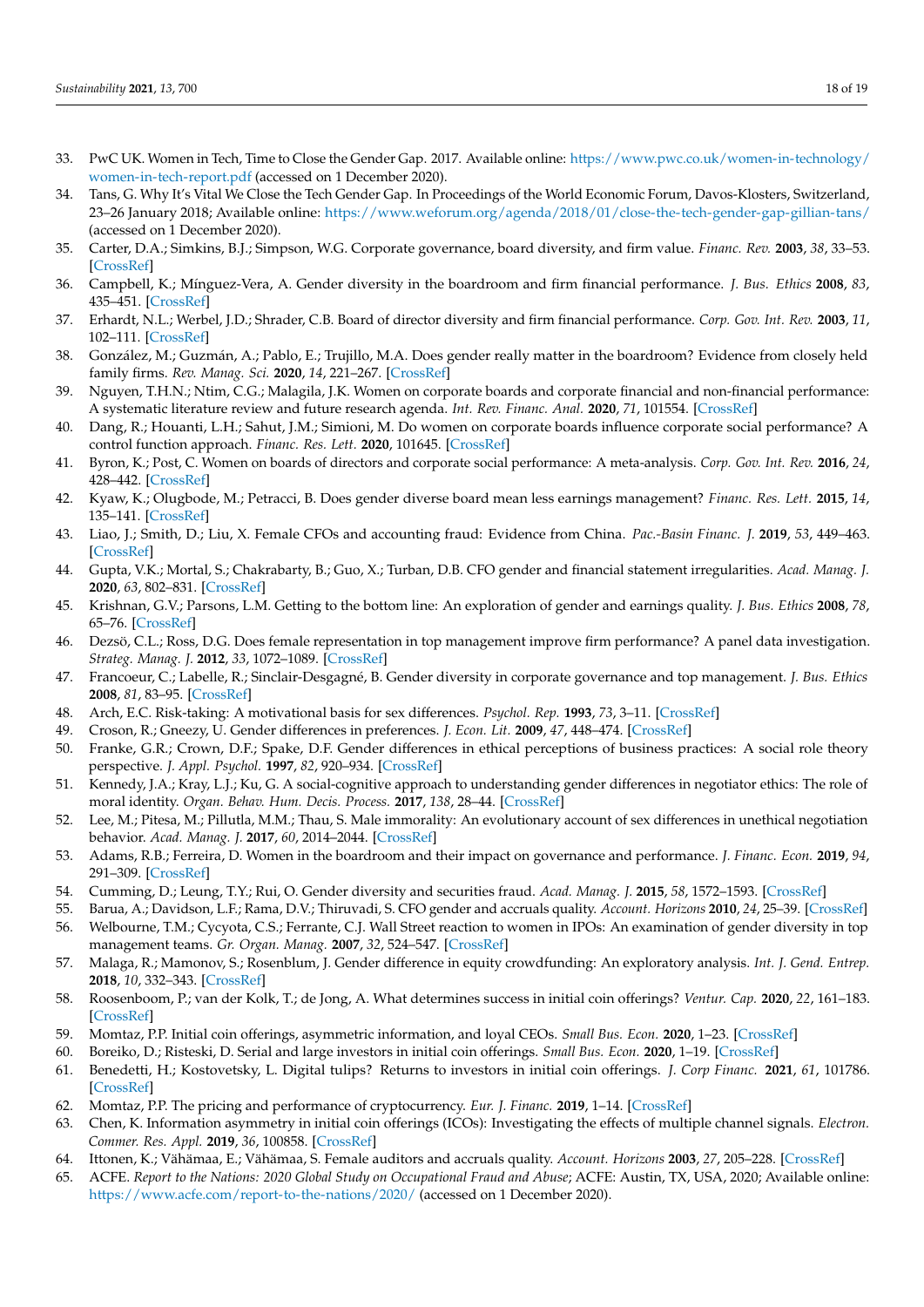33. PwC UK. Women in Tech, Time to Close the Gender Gap. 2017. Available online: https://www.pwc.co.uk/women-in-technology/women-in-tech-report.pdf (accessed on 1 December 2020).
34. Tans, G. Why It's Vital We Close the Tech Gender Gap. In Proceedings of the World Economic Forum, Davos-Klosters, Switzerland, 23–26 January 2018; Available online: https://www.weforum.org/agenda/2018/01/close-the-tech-gender-gap-gillian-tans/ (accessed on 1 December 2020).
35. Carter, D.A.; Simkins, B.J.; Simpson, W.G. Corporate governance, board diversity, and firm value. *Financ. Rev.* **2003**, *38*, 33–53. [CrossRef]
36. Campbell, K.; Mínguez-Vera, A. Gender diversity in the boardroom and firm financial performance. *J. Bus. Ethics* **2008**, *83*, 435–451. [CrossRef]
37. Erhardt, N.L.; Werbel, J.D.; Shrader, C.B. Board of director diversity and firm financial performance. *Corp. Gov. Int. Rev.* **2003**, *11*, 102–111. [CrossRef]
38. González, M.; Guzmán, A.; Pablo, E.; Trujillo, M.A. Does gender really matter in the boardroom? Evidence from closely held family firms. *Rev. Manag. Sci.* **2020**, *14*, 221–267. [CrossRef]
39. Nguyen, T.H.N.; Ntim, C.G.; Malagila, J.K. Women on corporate boards and corporate financial and non-financial performance: A systematic literature review and future research agenda. *Int. Rev. Financ. Anal.* **2020**, *71*, 101554. [CrossRef]
40. Dang, R.; Houanti, L.H.; Sahut, J.M.; Simioni, M. Do women on corporate boards influence corporate social performance? A control function approach. *Financ. Res. Lett.* **2020**, 101645. [CrossRef]
41. Byron, K.; Post, C. Women on boards of directors and corporate social performance: A meta-analysis. *Corp. Gov. Int. Rev.* **2016**, *24*, 428–442. [CrossRef]
42. Kyaw, K.; Olugbode, M.; Petracci, B. Does gender diverse board mean less earnings management? *Financ. Res. Lett.* **2015**, *14*, 135–141. [CrossRef]
43. Liao, J.; Smith, D.; Liu, X. Female CFOs and accounting fraud: Evidence from China. *Pac.-Basin Financ. J.* **2019**, *53*, 449–463. [CrossRef]
44. Gupta, V.K.; Mortal, S.; Chakrabarty, B.; Guo, X.; Turban, D.B. CFO gender and financial statement irregularities. *Acad. Manag. J.* **2020**, *63*, 802–831. [CrossRef]
45. Krishnan, G.V.; Parsons, L.M. Getting to the bottom line: An exploration of gender and earnings quality. *J. Bus. Ethics* **2008**, *78*, 65–76. [CrossRef]
46. Dezsö, C.L.; Ross, D.G. Does female representation in top management improve firm performance? A panel data investigation. *Strateg. Manag. J.* **2012**, *33*, 1072–1089. [CrossRef]
47. Francoeur, C.; Labelle, R.; Sinclair-Desgagné, B. Gender diversity in corporate governance and top management. *J. Bus. Ethics* **2008**, *81*, 83–95. [CrossRef]
48. Arch, E.C. Risk-taking: A motivational basis for sex differences. *Psychol. Rep.* **1993**, *73*, 3–11. [CrossRef]
49. Croson, R.; Gneezy, U. Gender differences in preferences. *J. Econ. Lit.* **2009**, *47*, 448–474. [CrossRef]
50. Franke, G.R.; Crown, D.F.; Spake, D.F. Gender differences in ethical perceptions of business practices: A social role theory perspective. *J. Appl. Psychol.* **1997**, *82*, 920–934. [CrossRef]
51. Kennedy, J.A.; Kray, L.J.; Ku, G. A social-cognitive approach to understanding gender differences in negotiator ethics: The role of moral identity. *Organ. Behav. Hum. Decis. Process.* **2017**, *138*, 28–44. [CrossRef]
52. Lee, M.; Pitesa, M.; Pillutla, M.M.; Thau, S. Male immorality: An evolutionary account of sex differences in unethical negotiation behavior. *Acad. Manag. J.* **2017**, *60*, 2014–2044. [CrossRef]
53. Adams, R.B.; Ferreira, D. Women in the boardroom and their impact on governance and performance. *J. Financ. Econ.* **2019**, *94*, 291–309. [CrossRef]
54. Cumming, D.; Leung, T.Y.; Rui, O. Gender diversity and securities fraud. *Acad. Manag. J.* **2015**, *58*, 1572–1593. [CrossRef]
55. Barua, A.; Davidson, L.F.; Rama, D.V.; Thiruvadi, S. CFO gender and accruals quality. *Account. Horizons* **2010**, *24*, 25–39. [CrossRef]
56. Welbourne, T.M.; Cycyota, C.S.; Ferrante, C.J. Wall Street reaction to women in IPOs: An examination of gender diversity in top management teams. *Gr. Organ. Manag.* **2007**, *32*, 524–547. [CrossRef]
57. Malaga, R.; Mamonov, S.; Rosenblum, J. Gender difference in equity crowdfunding: An exploratory analysis. *Int. J. Gend. Entrep.* **2018**, *10*, 332–343. [CrossRef]
58. Roosenboom, P.; van der Kolk, T.; de Jong, A. What determines success in initial coin offerings? *Ventur. Cap.* **2020**, *22*, 161–183. [CrossRef]
59. Momtaz, P.P. Initial coin offerings, asymmetric information, and loyal CEOs. *Small Bus. Econ.* **2020**, 1–23. [CrossRef]
60. Boreiko, D.; Risteski, D. Serial and large investors in initial coin offerings. *Small Bus. Econ.* **2020**, 1–19. [CrossRef]
61. Benedetti, H.; Kostovetsky, L. Digital tulips? Returns to investors in initial coin offerings. *J. Corp Financ.* **2021**, *61*, 101786. [CrossRef]
62. Momtaz, P.P. The pricing and performance of cryptocurrency. *Eur. J. Financ.* **2019**, 1–14. [CrossRef]
63. Chen, K. Information asymmetry in initial coin offerings (ICOs): Investigating the effects of multiple channel signals. *Electron. Commer. Res. Appl.* **2019**, *36*, 100858. [CrossRef]
64. Ittonen, K.; Vähämaa, E.; Vähämaa, S. Female auditors and accruals quality. *Account. Horizons* **2003**, *27*, 205–228. [CrossRef]
65. ACFE. *Report to the Nations: 2020 Global Study on Occupational Fraud and Abuse*; ACFE: Austin, TX, USA, 2020; Available online: https://www.acfe.com/report-to-the-nations/2020/ (accessed on 1 December 2020).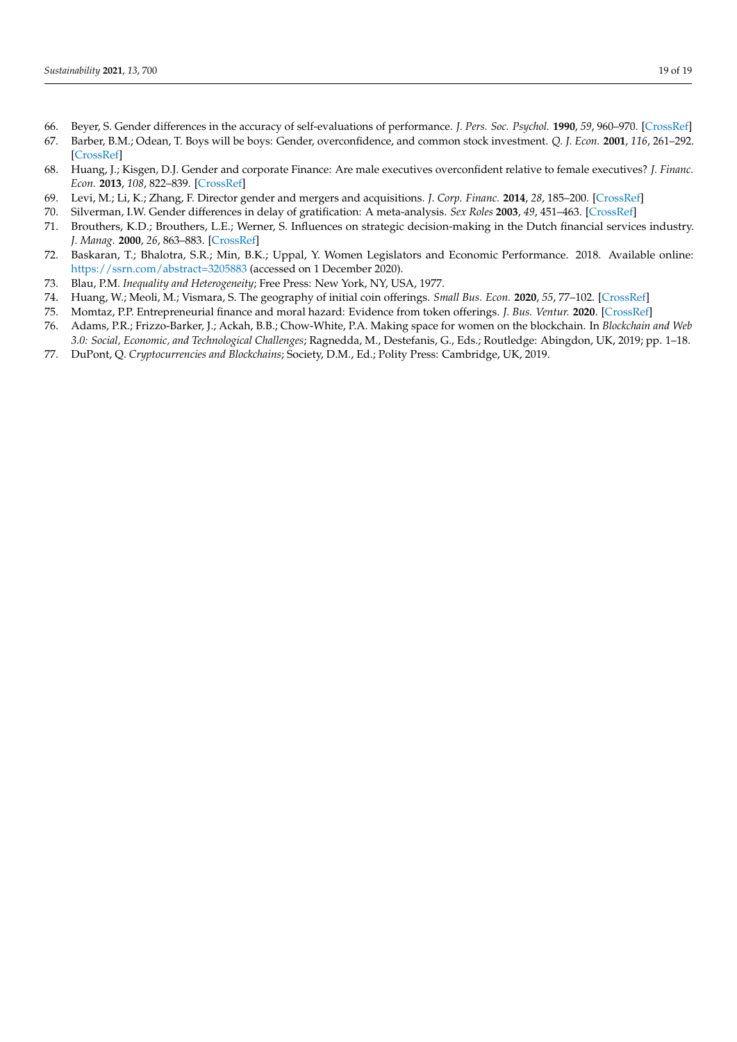66. Beyer, S. Gender differences in the accuracy of self-evaluations of performance. *J. Pers. Soc. Psychol.* **1990**, *59*, 960–970. [CrossRef]
67. Barber, B.M.; Odean, T. Boys will be boys: Gender, overconfidence, and common stock investment. *Q. J. Econ.* **2001**, *116*, 261–292. [CrossRef]
68. Huang, J.; Kisgen, D.J. Gender and corporate Finance: Are male executives overconfident relative to female executives? *J. Financ. Econ.* **2013**, *108*, 822–839. [CrossRef]
69. Levi, M.; Li, K.; Zhang, F. Director gender and mergers and acquisitions. *J. Corp. Financ.* **2014**, *28*, 185–200. [CrossRef]
70. Silverman, I.W. Gender differences in delay of gratification: A meta-analysis. *Sex Roles* **2003**, *49*, 451–463. [CrossRef]
71. Brouthers, K.D.; Brouthers, L.E.; Werner, S. Influences on strategic decision-making in the Dutch financial services industry. *J. Manag.* **2000**, *26*, 863–883. [CrossRef]
72. Baskaran, T.; Bhalotra, S.R.; Min, B.K.; Uppal, Y. Women Legislators and Economic Performance. 2018. Available online: https://ssrn.com/abstract=3205883 (accessed on 1 December 2020).
73. Blau, P.M. *Inequality and Heterogeneity*; Free Press: New York, NY, USA, 1977.
74. Huang, W.; Meoli, M.; Vismara, S. The geography of initial coin offerings. *Small Bus. Econ.* **2020**, *55*, 77–102. [CrossRef]
75. Momtaz, P.P. Entrepreneurial finance and moral hazard: Evidence from token offerings. *J. Bus. Ventur.* **2020**. [CrossRef]
76. Adams, P.R.; Frizzo-Barker, J.; Ackah, B.B.; Chow-White, P.A. Making space for women on the blockchain. In *Blockchain and Web 3.0: Social, Economic, and Technological Challenges*; Ragnedda, M., Destefanis, G., Eds.; Routledge: Abingdon, UK, 2019; pp. 1–18.
77. DuPont, Q. *Cryptocurrencies and Blockchains*; Society, D.M., Ed.; Polity Press: Cambridge, UK, 2019.